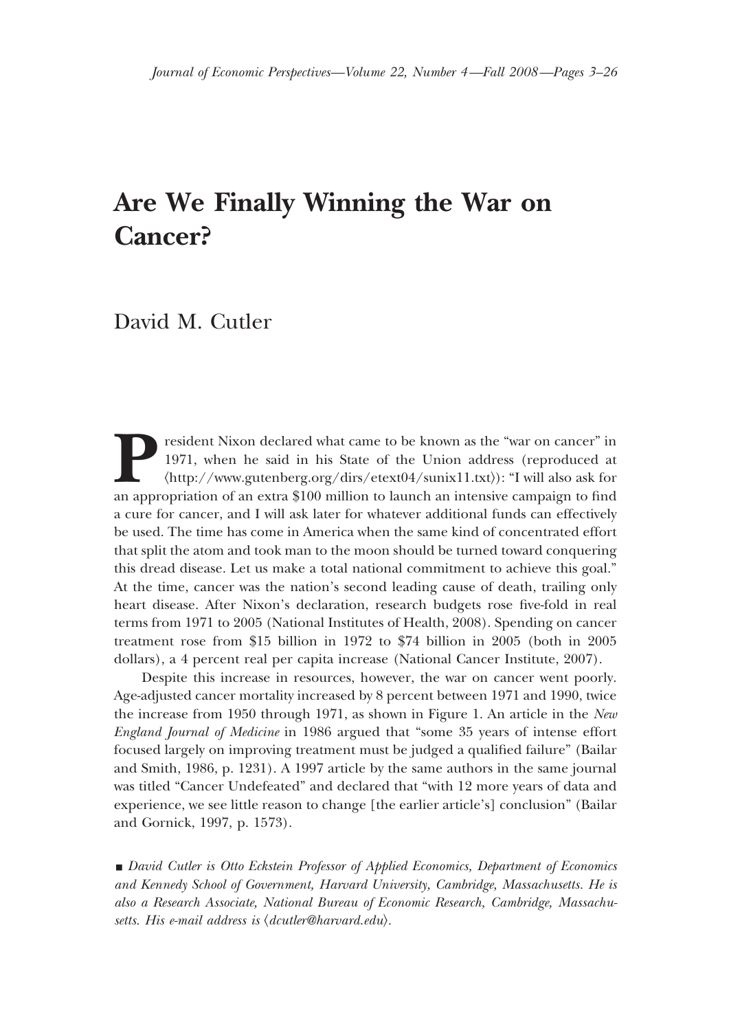# Are We Finally Winning the War on Cancer?

David M. Cutler

President Nixon declared what came to be known as the "war on cancer" in 1971, when he said in his State of the Union address (reproduced at ⟨http://www.gutenberg.org/dirs/etext04/sunix11.txt⟩): "I will also ask for an appropriation of an extra $100 million to launch an intensive campaign to find a cure for cancer, and I will ask later for whatever additional funds can effectively be used. The time has come in America when the same kind of concentrated effort that split the atom and took man to the moon should be turned toward conquering this dread disease. Let us make a total national commitment to achieve this goal." At the time, cancer was the nation's second leading cause of death, trailing only heart disease. After Nixon's declaration, research budgets rose five-fold in real terms from 1971 to 2005 (National Institutes of Health, 2008). Spending on cancer treatment rose from $15 billion in 1972 to $74 billion in 2005 (both in 2005 dollars), a 4 percent real per capita increase (National Cancer Institute, 2007).

Despite this increase in resources, however, the war on cancer went poorly. Age-adjusted cancer mortality increased by 8 percent between 1971 and 1990, twice the increase from 1950 through 1971, as shown in Figure 1. An article in the *New England Journal of Medicine* in 1986 argued that "some 35 years of intense effort focused largely on improving treatment must be judged a qualified failure" (Bailar and Smith, 1986, p. 1231). A 1997 article by the same authors in the same journal was titled "Cancer Undefeated" and declared that "with 12 more years of data and experience, we see little reason to change [the earlier article's] conclusion" (Bailar and Gornick, 1997, p. 1573).

■ *David Cutler is Otto Eckstein Professor of Applied Economics, Department of Economics and Kennedy School of Government, Harvard University, Cambridge, Massachusetts. He is also a Research Associate, National Bureau of Economic Research, Cambridge, Massachusetts. His e-mail address is ⟨dcutler@harvard.edu⟩.*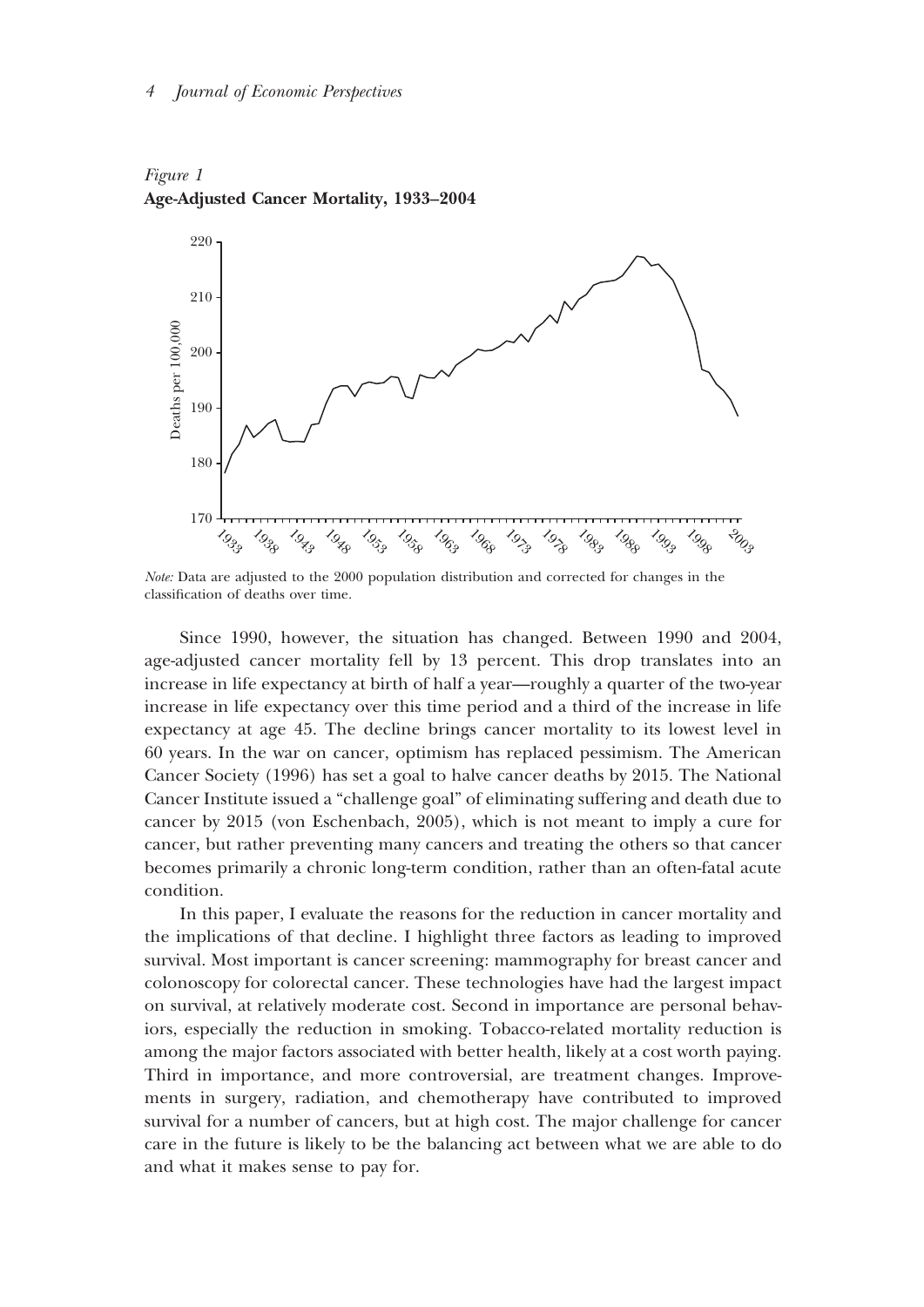*Figure 1*
**Age-Adjusted Cancer Mortality, 1933–2004**

*Note:* Data are adjusted to the 2000 population distribution and corrected for changes in the classification of deaths over time.

Since 1990, however, the situation has changed. Between 1990 and 2004, age-adjusted cancer mortality fell by 13 percent. This drop translates into an increase in life expectancy at birth of half a year—roughly a quarter of the two-year increase in life expectancy over this time period and a third of the increase in life expectancy at age 45. The decline brings cancer mortality to its lowest level in 60 years. In the war on cancer, optimism has replaced pessimism. The American Cancer Society (1996) has set a goal to halve cancer deaths by 2015. The National Cancer Institute issued a "challenge goal" of eliminating suffering and death due to cancer by 2015 (von Eschenbach, 2005), which is not meant to imply a cure for cancer, but rather preventing many cancers and treating the others so that cancer becomes primarily a chronic long-term condition, rather than an often-fatal acute condition.

In this paper, I evaluate the reasons for the reduction in cancer mortality and the implications of that decline. I highlight three factors as leading to improved survival. Most important is cancer screening: mammography for breast cancer and colonoscopy for colorectal cancer. These technologies have had the largest impact on survival, at relatively moderate cost. Second in importance are personal behaviors, especially the reduction in smoking. Tobacco-related mortality reduction is among the major factors associated with better health, likely at a cost worth paying. Third in importance, and more controversial, are treatment changes. Improvements in surgery, radiation, and chemotherapy have contributed to improved survival for a number of cancers, but at high cost. The major challenge for cancer care in the future is likely to be the balancing act between what we are able to do and what it makes sense to pay for.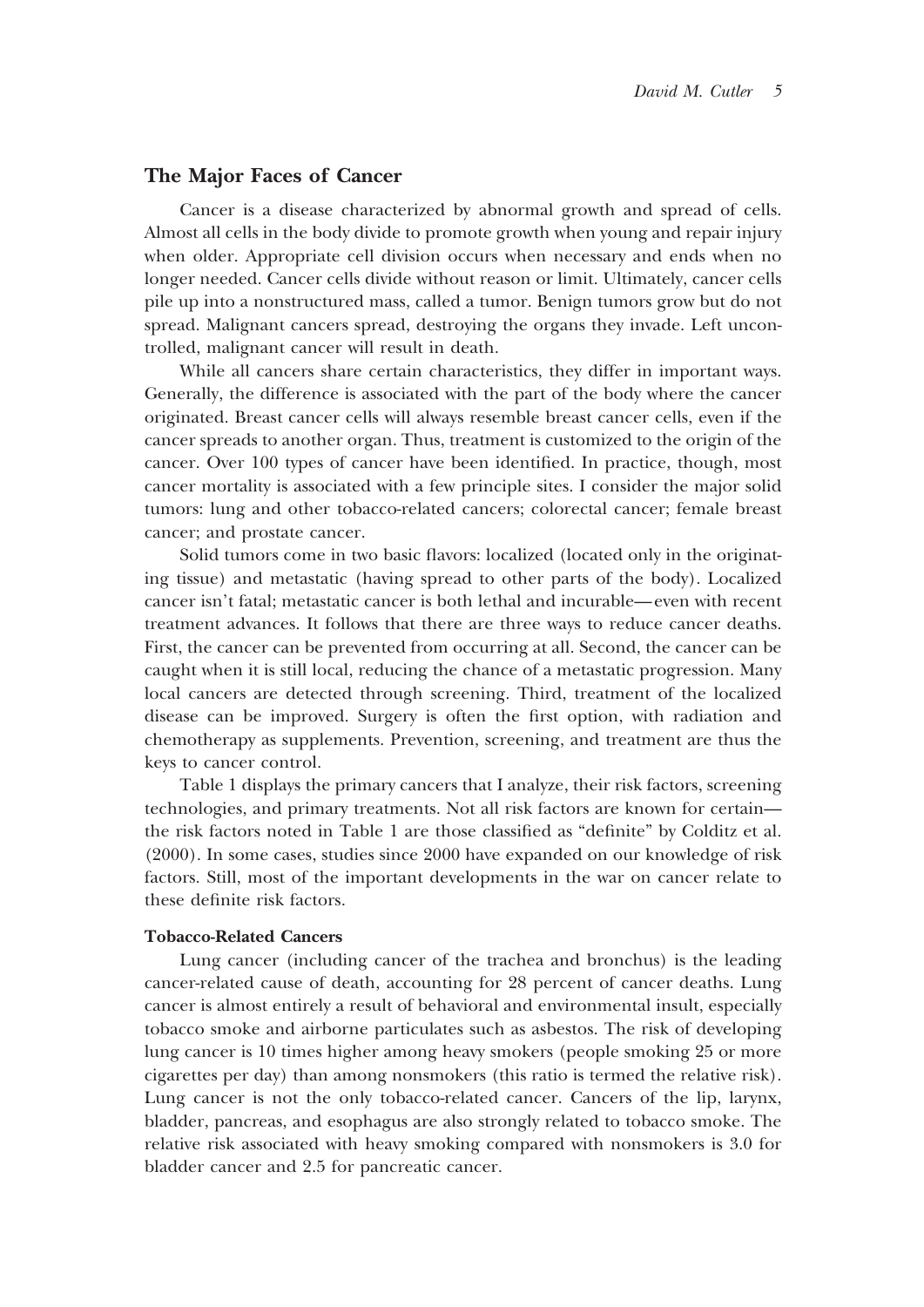## The Major Faces of Cancer

Cancer is a disease characterized by abnormal growth and spread of cells. Almost all cells in the body divide to promote growth when young and repair injury when older. Appropriate cell division occurs when necessary and ends when no longer needed. Cancer cells divide without reason or limit. Ultimately, cancer cells pile up into a nonstructured mass, called a tumor. Benign tumors grow but do not spread. Malignant cancers spread, destroying the organs they invade. Left uncontrolled, malignant cancer will result in death.

While all cancers share certain characteristics, they differ in important ways. Generally, the difference is associated with the part of the body where the cancer originated. Breast cancer cells will always resemble breast cancer cells, even if the cancer spreads to another organ. Thus, treatment is customized to the origin of the cancer. Over 100 types of cancer have been identified. In practice, though, most cancer mortality is associated with a few principle sites. I consider the major solid tumors: lung and other tobacco-related cancers; colorectal cancer; female breast cancer; and prostate cancer.

Solid tumors come in two basic flavors: localized (located only in the originating tissue) and metastatic (having spread to other parts of the body). Localized cancer isn't fatal; metastatic cancer is both lethal and incurable—even with recent treatment advances. It follows that there are three ways to reduce cancer deaths. First, the cancer can be prevented from occurring at all. Second, the cancer can be caught when it is still local, reducing the chance of a metastatic progression. Many local cancers are detected through screening. Third, treatment of the localized disease can be improved. Surgery is often the first option, with radiation and chemotherapy as supplements. Prevention, screening, and treatment are thus the keys to cancer control.

Table 1 displays the primary cancers that I analyze, their risk factors, screening technologies, and primary treatments. Not all risk factors are known for certain—the risk factors noted in Table 1 are those classified as "definite" by Colditz et al. (2000). In some cases, studies since 2000 have expanded on our knowledge of risk factors. Still, most of the important developments in the war on cancer relate to these definite risk factors.

### Tobacco-Related Cancers

Lung cancer (including cancer of the trachea and bronchus) is the leading cancer-related cause of death, accounting for 28 percent of cancer deaths. Lung cancer is almost entirely a result of behavioral and environmental insult, especially tobacco smoke and airborne particulates such as asbestos. The risk of developing lung cancer is 10 times higher among heavy smokers (people smoking 25 or more cigarettes per day) than among nonsmokers (this ratio is termed the relative risk). Lung cancer is not the only tobacco-related cancer. Cancers of the lip, larynx, bladder, pancreas, and esophagus are also strongly related to tobacco smoke. The relative risk associated with heavy smoking compared with nonsmokers is 3.0 for bladder cancer and 2.5 for pancreatic cancer.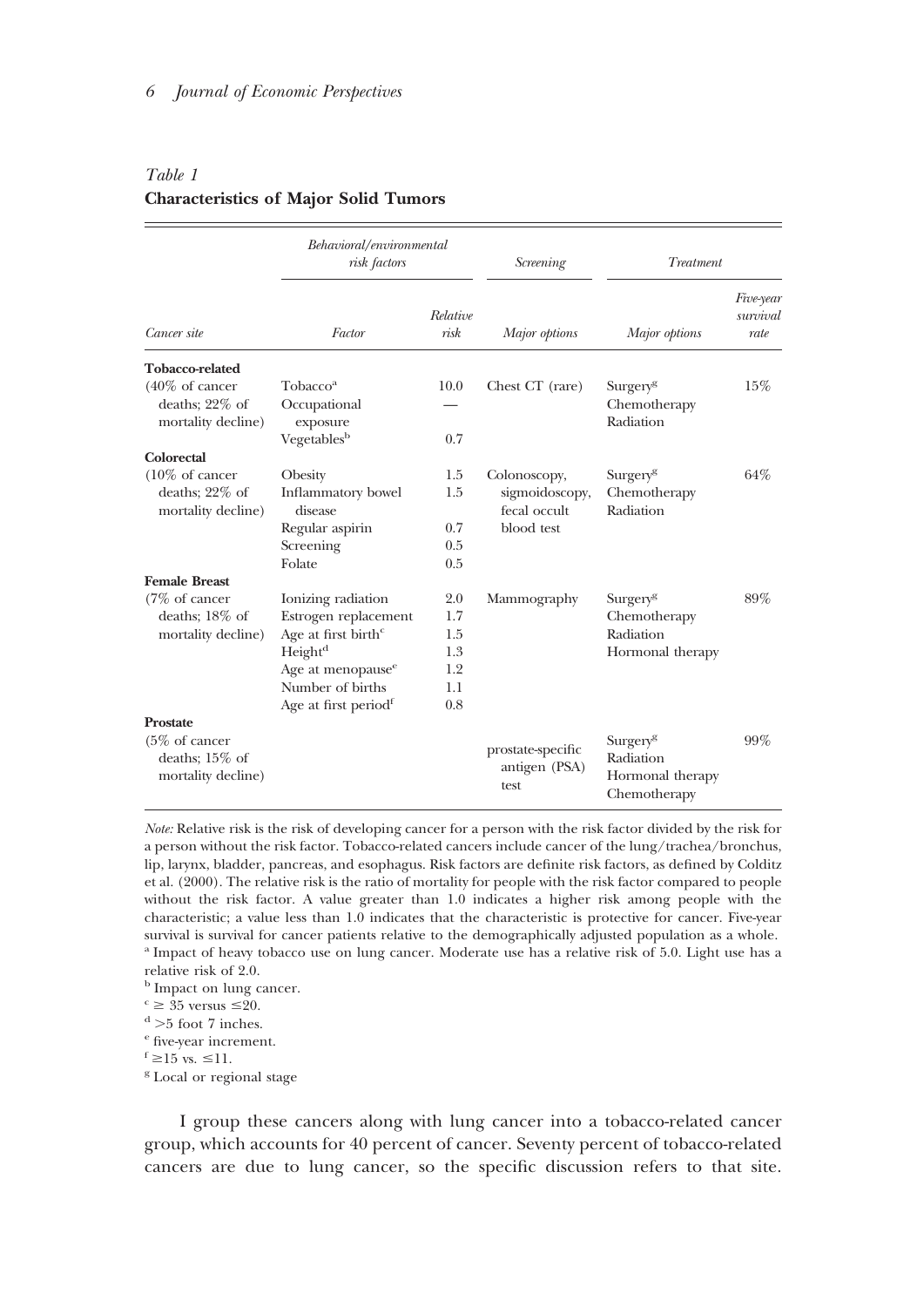*Table 1*
**Characteristics of Major Solid Tumors**

| | *Behavioral/environmental risk factors* | | *Screening* | *Treatment* | |
|---|---|---|---|---|---|
| *Cancer site* | *Factor* | *Relative risk* | *Major options* | *Major options* | *Five-year survival rate* |
| **Tobacco-related** | | | | | |
| (40% of cancer deaths; 22% of mortality decline) | Tobacco[a] | 10.0 | Chest CT (rare) | Surgery[g] | 15% |
| | Occupational exposure | — | | Chemotherapy | |
| | Vegetables[b] | 0.7 | | Radiation | |
| **Colorectal** | | | | | |
| (10% of cancer deaths; 22% of mortality decline) | Obesity | 1.5 | Colonoscopy, sigmoidoscopy, fecal occult blood test | Surgery[g] | 64% |
| | Inflammatory bowel disease | 1.5 | | Chemotherapy | |
| | Regular aspirin | 0.7 | | Radiation | |
| | Screening | 0.5 | | | |
| | Folate | 0.5 | | | |
| **Female Breast** | | | | | |
| (7% of cancer deaths; 18% of mortality decline) | Ionizing radiation | 2.0 | Mammography | Surgery[g] | 89% |
| | Estrogen replacement | 1.7 | | Chemotherapy | |
| | Age at first birth[c] | 1.5 | | Radiation | |
| | Height[d] | 1.3 | | Hormonal therapy | |
| | Age at menopause[e] | 1.2 | | | |
| | Number of births | 1.1 | | | |
| | Age at first period[f] | 0.8 | | | |
| **Prostate** | | | | | |
| (5% of cancer deaths; 15% of mortality decline) | | | prostate-specific antigen (PSA) test | Surgery[g] | 99% |
| | | | | Radiation | |
| | | | | Hormonal therapy | |
| | | | | Chemotherapy | |

*Note:* Relative risk is the risk of developing cancer for a person with the risk factor divided by the risk for a person without the risk factor. Tobacco-related cancers include cancer of the lung/trachea/bronchus, lip, larynx, bladder, pancreas, and esophagus. Risk factors are definite risk factors, as defined by Colditz et al. (2000). The relative risk is the ratio of mortality for people with the risk factor compared to people without the risk factor. A value greater than 1.0 indicates a higher risk among people with the characteristic; a value less than 1.0 indicates that the characteristic is protective for cancer. Five-year survival is survival for cancer patients relative to the demographically adjusted population as a whole.

[a] Impact of heavy tobacco use on lung cancer. Moderate use has a relative risk of 5.0. Light use has a relative risk of 2.0.

[b] Impact on lung cancer.

[c] ≥ 35 versus ≤20.

[d] >5 foot 7 inches.

[e] five-year increment.

[f] ≥15 vs. ≤11.

[g] Local or regional stage

I group these cancers along with lung cancer into a tobacco-related cancer group, which accounts for 40 percent of cancer. Seventy percent of tobacco-related cancers are due to lung cancer, so the specific discussion refers to that site.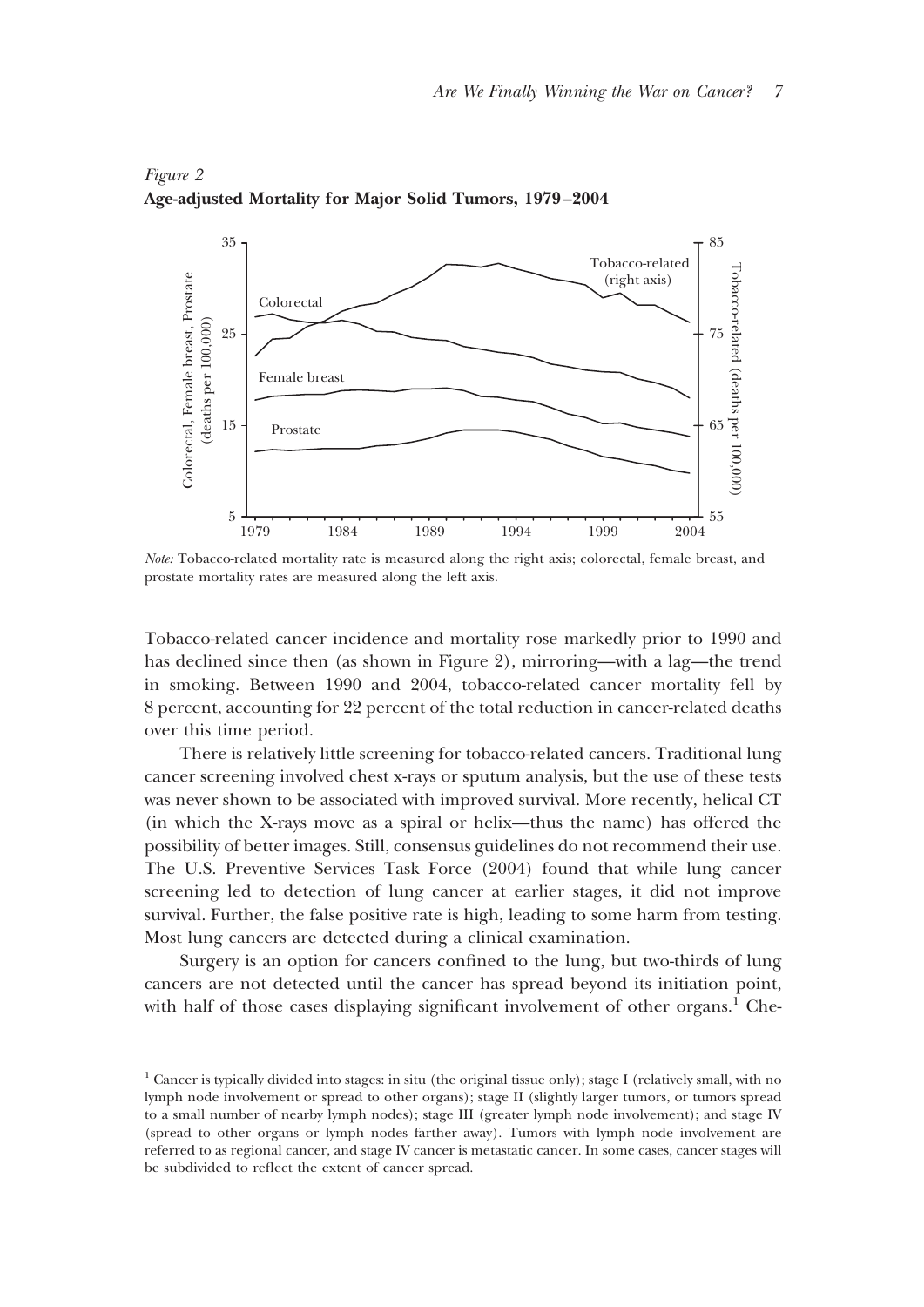*Figure 2*
**Age-adjusted Mortality for Major Solid Tumors, 1979–2004**

*Note:* Tobacco-related mortality rate is measured along the right axis; colorectal, female breast, and prostate mortality rates are measured along the left axis.

Tobacco-related cancer incidence and mortality rose markedly prior to 1990 and has declined since then (as shown in Figure 2), mirroring—with a lag—the trend in smoking. Between 1990 and 2004, tobacco-related cancer mortality fell by 8 percent, accounting for 22 percent of the total reduction in cancer-related deaths over this time period.

There is relatively little screening for tobacco-related cancers. Traditional lung cancer screening involved chest x-rays or sputum analysis, but the use of these tests was never shown to be associated with improved survival. More recently, helical CT (in which the X-rays move as a spiral or helix—thus the name) has offered the possibility of better images. Still, consensus guidelines do not recommend their use. The U.S. Preventive Services Task Force (2004) found that while lung cancer screening led to detection of lung cancer at earlier stages, it did not improve survival. Further, the false positive rate is high, leading to some harm from testing. Most lung cancers are detected during a clinical examination.

Surgery is an option for cancers confined to the lung, but two-thirds of lung cancers are not detected until the cancer has spread beyond its initiation point, with half of those cases displaying significant involvement of other organs.[1] Che-

[1] Cancer is typically divided into stages: in situ (the original tissue only); stage I (relatively small, with no lymph node involvement or spread to other organs); stage II (slightly larger tumors, or tumors spread to a small number of nearby lymph nodes); stage III (greater lymph node involvement); and stage IV (spread to other organs or lymph nodes farther away). Tumors with lymph node involvement are referred to as regional cancer, and stage IV cancer is metastatic cancer. In some cases, cancer stages will be subdivided to reflect the extent of cancer spread.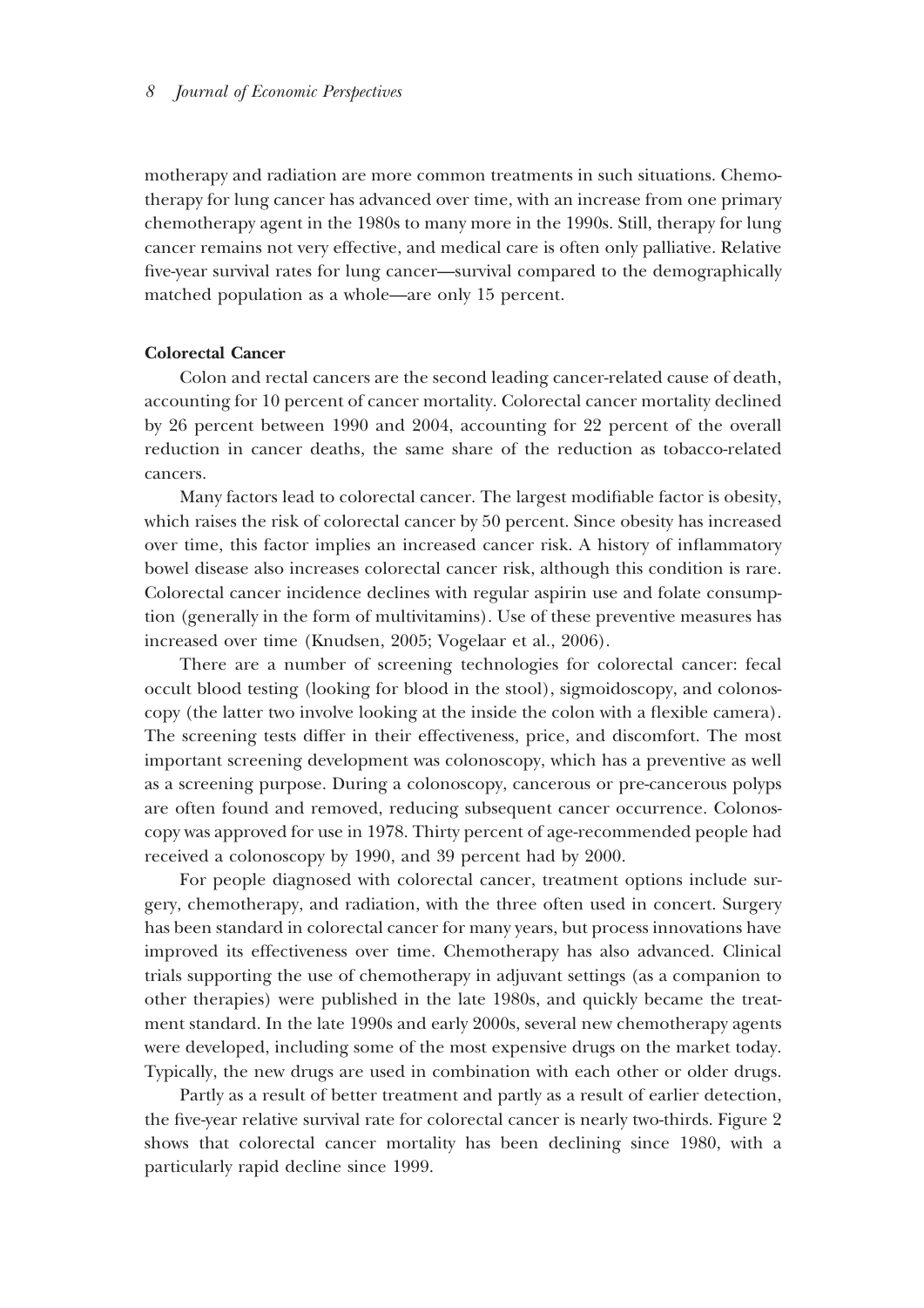motherapy and radiation are more common treatments in such situations. Chemotherapy for lung cancer has advanced over time, with an increase from one primary chemotherapy agent in the 1980s to many more in the 1990s. Still, therapy for lung cancer remains not very effective, and medical care is often only palliative. Relative five-year survival rates for lung cancer—survival compared to the demographically matched population as a whole—are only 15 percent.

### Colorectal Cancer

Colon and rectal cancers are the second leading cancer-related cause of death, accounting for 10 percent of cancer mortality. Colorectal cancer mortality declined by 26 percent between 1990 and 2004, accounting for 22 percent of the overall reduction in cancer deaths, the same share of the reduction as tobacco-related cancers.

Many factors lead to colorectal cancer. The largest modifiable factor is obesity, which raises the risk of colorectal cancer by 50 percent. Since obesity has increased over time, this factor implies an increased cancer risk. A history of inflammatory bowel disease also increases colorectal cancer risk, although this condition is rare. Colorectal cancer incidence declines with regular aspirin use and folate consumption (generally in the form of multivitamins). Use of these preventive measures has increased over time (Knudsen, 2005; Vogelaar et al., 2006).

There are a number of screening technologies for colorectal cancer: fecal occult blood testing (looking for blood in the stool), sigmoidoscopy, and colonoscopy (the latter two involve looking at the inside the colon with a flexible camera). The screening tests differ in their effectiveness, price, and discomfort. The most important screening development was colonoscopy, which has a preventive as well as a screening purpose. During a colonoscopy, cancerous or pre-cancerous polyps are often found and removed, reducing subsequent cancer occurrence. Colonoscopy was approved for use in 1978. Thirty percent of age-recommended people had received a colonoscopy by 1990, and 39 percent had by 2000.

For people diagnosed with colorectal cancer, treatment options include surgery, chemotherapy, and radiation, with the three often used in concert. Surgery has been standard in colorectal cancer for many years, but process innovations have improved its effectiveness over time. Chemotherapy has also advanced. Clinical trials supporting the use of chemotherapy in adjuvant settings (as a companion to other therapies) were published in the late 1980s, and quickly became the treatment standard. In the late 1990s and early 2000s, several new chemotherapy agents were developed, including some of the most expensive drugs on the market today. Typically, the new drugs are used in combination with each other or older drugs.

Partly as a result of better treatment and partly as a result of earlier detection, the five-year relative survival rate for colorectal cancer is nearly two-thirds. Figure 2 shows that colorectal cancer mortality has been declining since 1980, with a particularly rapid decline since 1999.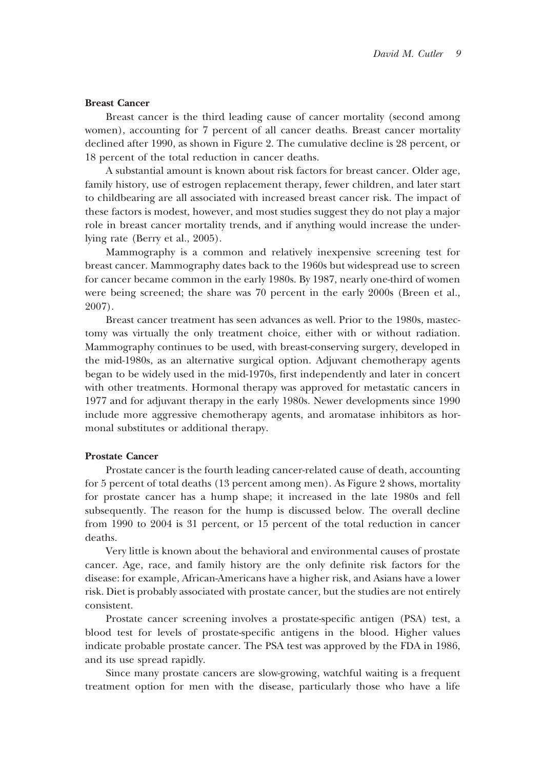### Breast Cancer

Breast cancer is the third leading cause of cancer mortality (second among women), accounting for 7 percent of all cancer deaths. Breast cancer mortality declined after 1990, as shown in Figure 2. The cumulative decline is 28 percent, or 18 percent of the total reduction in cancer deaths.

A substantial amount is known about risk factors for breast cancer. Older age, family history, use of estrogen replacement therapy, fewer children, and later start to childbearing are all associated with increased breast cancer risk. The impact of these factors is modest, however, and most studies suggest they do not play a major role in breast cancer mortality trends, and if anything would increase the underlying rate (Berry et al., 2005).

Mammography is a common and relatively inexpensive screening test for breast cancer. Mammography dates back to the 1960s but widespread use to screen for cancer became common in the early 1980s. By 1987, nearly one-third of women were being screened; the share was 70 percent in the early 2000s (Breen et al., 2007).

Breast cancer treatment has seen advances as well. Prior to the 1980s, mastectomy was virtually the only treatment choice, either with or without radiation. Mammography continues to be used, with breast-conserving surgery, developed in the mid-1980s, as an alternative surgical option. Adjuvant chemotherapy agents began to be widely used in the mid-1970s, first independently and later in concert with other treatments. Hormonal therapy was approved for metastatic cancers in 1977 and for adjuvant therapy in the early 1980s. Newer developments since 1990 include more aggressive chemotherapy agents, and aromatase inhibitors as hormonal substitutes or additional therapy.

### Prostate Cancer

Prostate cancer is the fourth leading cancer-related cause of death, accounting for 5 percent of total deaths (13 percent among men). As Figure 2 shows, mortality for prostate cancer has a hump shape; it increased in the late 1980s and fell subsequently. The reason for the hump is discussed below. The overall decline from 1990 to 2004 is 31 percent, or 15 percent of the total reduction in cancer deaths.

Very little is known about the behavioral and environmental causes of prostate cancer. Age, race, and family history are the only definite risk factors for the disease: for example, African-Americans have a higher risk, and Asians have a lower risk. Diet is probably associated with prostate cancer, but the studies are not entirely consistent.

Prostate cancer screening involves a prostate-specific antigen (PSA) test, a blood test for levels of prostate-specific antigens in the blood. Higher values indicate probable prostate cancer. The PSA test was approved by the FDA in 1986, and its use spread rapidly.

Since many prostate cancers are slow-growing, watchful waiting is a frequent treatment option for men with the disease, particularly those who have a life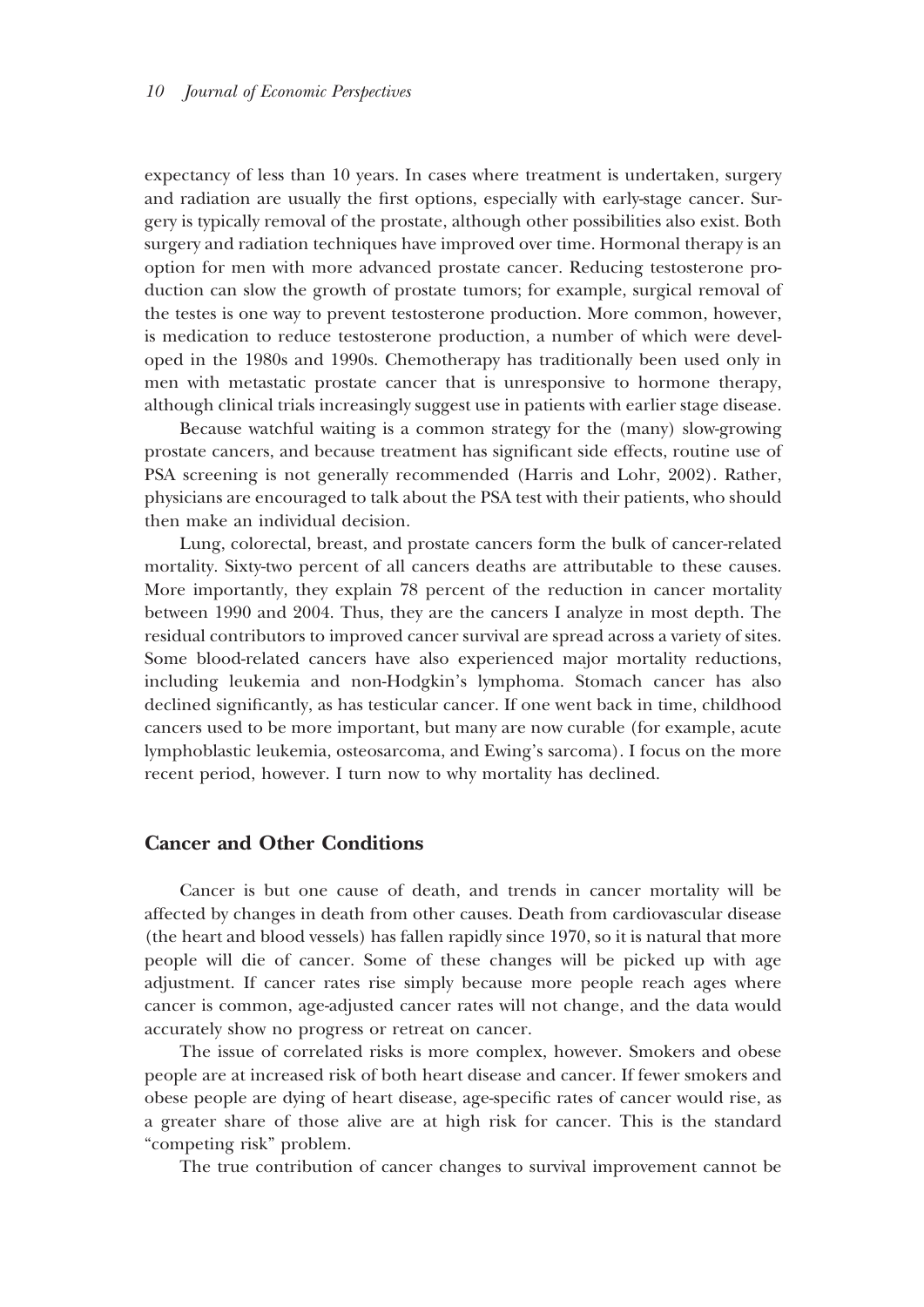expectancy of less than 10 years. In cases where treatment is undertaken, surgery and radiation are usually the first options, especially with early-stage cancer. Surgery is typically removal of the prostate, although other possibilities also exist. Both surgery and radiation techniques have improved over time. Hormonal therapy is an option for men with more advanced prostate cancer. Reducing testosterone production can slow the growth of prostate tumors; for example, surgical removal of the testes is one way to prevent testosterone production. More common, however, is medication to reduce testosterone production, a number of which were developed in the 1980s and 1990s. Chemotherapy has traditionally been used only in men with metastatic prostate cancer that is unresponsive to hormone therapy, although clinical trials increasingly suggest use in patients with earlier stage disease.

Because watchful waiting is a common strategy for the (many) slow-growing prostate cancers, and because treatment has significant side effects, routine use of PSA screening is not generally recommended (Harris and Lohr, 2002). Rather, physicians are encouraged to talk about the PSA test with their patients, who should then make an individual decision.

Lung, colorectal, breast, and prostate cancers form the bulk of cancer-related mortality. Sixty-two percent of all cancers deaths are attributable to these causes. More importantly, they explain 78 percent of the reduction in cancer mortality between 1990 and 2004. Thus, they are the cancers I analyze in most depth. The residual contributors to improved cancer survival are spread across a variety of sites. Some blood-related cancers have also experienced major mortality reductions, including leukemia and non-Hodgkin's lymphoma. Stomach cancer has also declined significantly, as has testicular cancer. If one went back in time, childhood cancers used to be more important, but many are now curable (for example, acute lymphoblastic leukemia, osteosarcoma, and Ewing's sarcoma). I focus on the more recent period, however. I turn now to why mortality has declined.

## Cancer and Other Conditions

Cancer is but one cause of death, and trends in cancer mortality will be affected by changes in death from other causes. Death from cardiovascular disease (the heart and blood vessels) has fallen rapidly since 1970, so it is natural that more people will die of cancer. Some of these changes will be picked up with age adjustment. If cancer rates rise simply because more people reach ages where cancer is common, age-adjusted cancer rates will not change, and the data would accurately show no progress or retreat on cancer.

The issue of correlated risks is more complex, however. Smokers and obese people are at increased risk of both heart disease and cancer. If fewer smokers and obese people are dying of heart disease, age-specific rates of cancer would rise, as a greater share of those alive are at high risk for cancer. This is the standard "competing risk" problem.

The true contribution of cancer changes to survival improvement cannot be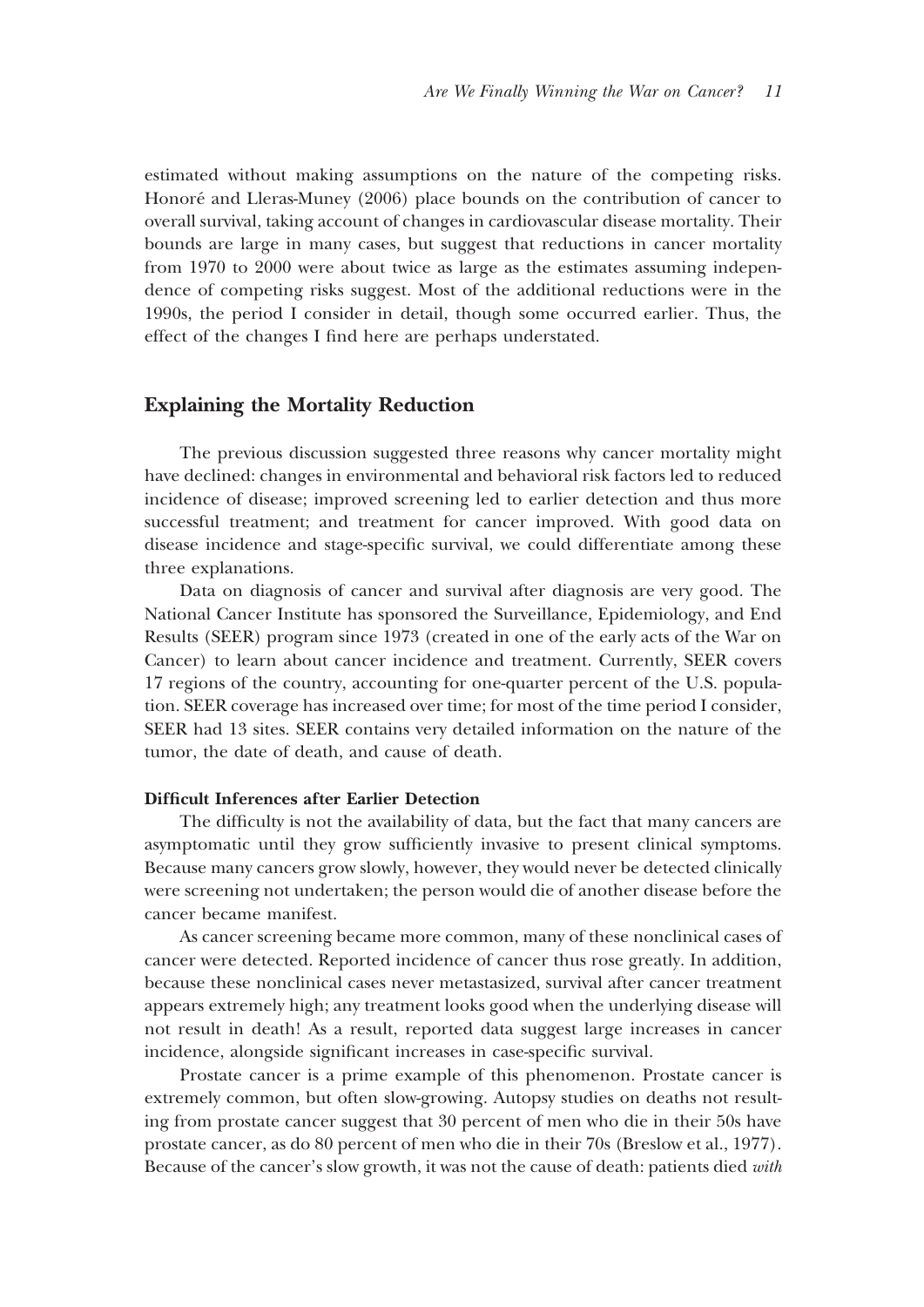estimated without making assumptions on the nature of the competing risks. Honoré and Lleras-Muney (2006) place bounds on the contribution of cancer to overall survival, taking account of changes in cardiovascular disease mortality. Their bounds are large in many cases, but suggest that reductions in cancer mortality from 1970 to 2000 were about twice as large as the estimates assuming independence of competing risks suggest. Most of the additional reductions were in the 1990s, the period I consider in detail, though some occurred earlier. Thus, the effect of the changes I find here are perhaps understated.

## Explaining the Mortality Reduction

The previous discussion suggested three reasons why cancer mortality might have declined: changes in environmental and behavioral risk factors led to reduced incidence of disease; improved screening led to earlier detection and thus more successful treatment; and treatment for cancer improved. With good data on disease incidence and stage-specific survival, we could differentiate among these three explanations.

Data on diagnosis of cancer and survival after diagnosis are very good. The National Cancer Institute has sponsored the Surveillance, Epidemiology, and End Results (SEER) program since 1973 (created in one of the early acts of the War on Cancer) to learn about cancer incidence and treatment. Currently, SEER covers 17 regions of the country, accounting for one-quarter percent of the U.S. population. SEER coverage has increased over time; for most of the time period I consider, SEER had 13 sites. SEER contains very detailed information on the nature of the tumor, the date of death, and cause of death.

### Difficult Inferences after Earlier Detection

The difficulty is not the availability of data, but the fact that many cancers are asymptomatic until they grow sufficiently invasive to present clinical symptoms. Because many cancers grow slowly, however, they would never be detected clinically were screening not undertaken; the person would die of another disease before the cancer became manifest.

As cancer screening became more common, many of these nonclinical cases of cancer were detected. Reported incidence of cancer thus rose greatly. In addition, because these nonclinical cases never metastasized, survival after cancer treatment appears extremely high; any treatment looks good when the underlying disease will not result in death! As a result, reported data suggest large increases in cancer incidence, alongside significant increases in case-specific survival.

Prostate cancer is a prime example of this phenomenon. Prostate cancer is extremely common, but often slow-growing. Autopsy studies on deaths not resulting from prostate cancer suggest that 30 percent of men who die in their 50s have prostate cancer, as do 80 percent of men who die in their 70s (Breslow et al., 1977). Because of the cancer's slow growth, it was not the cause of death: patients died *with*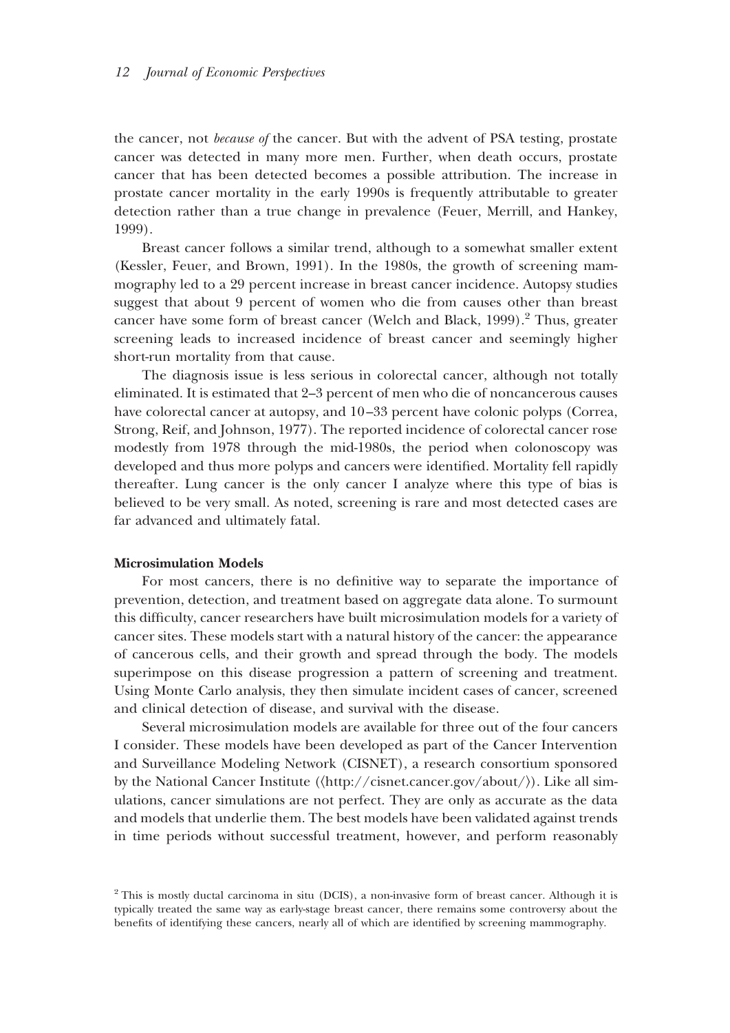the cancer, not *because of* the cancer. But with the advent of PSA testing, prostate cancer was detected in many more men. Further, when death occurs, prostate cancer that has been detected becomes a possible attribution. The increase in prostate cancer mortality in the early 1990s is frequently attributable to greater detection rather than a true change in prevalence (Feuer, Merrill, and Hankey, 1999).

Breast cancer follows a similar trend, although to a somewhat smaller extent (Kessler, Feuer, and Brown, 1991). In the 1980s, the growth of screening mammography led to a 29 percent increase in breast cancer incidence. Autopsy studies suggest that about 9 percent of women who die from causes other than breast cancer have some form of breast cancer (Welch and Black, 1999).[2] Thus, greater screening leads to increased incidence of breast cancer and seemingly higher short-run mortality from that cause.

The diagnosis issue is less serious in colorectal cancer, although not totally eliminated. It is estimated that 2–3 percent of men who die of noncancerous causes have colorectal cancer at autopsy, and 10–33 percent have colonic polyps (Correa, Strong, Reif, and Johnson, 1977). The reported incidence of colorectal cancer rose modestly from 1978 through the mid-1980s, the period when colonoscopy was developed and thus more polyps and cancers were identified. Mortality fell rapidly thereafter. Lung cancer is the only cancer I analyze where this type of bias is believed to be very small. As noted, screening is rare and most detected cases are far advanced and ultimately fatal.

**Microsimulation Models**

For most cancers, there is no definitive way to separate the importance of prevention, detection, and treatment based on aggregate data alone. To surmount this difficulty, cancer researchers have built microsimulation models for a variety of cancer sites. These models start with a natural history of the cancer: the appearance of cancerous cells, and their growth and spread through the body. The models superimpose on this disease progression a pattern of screening and treatment. Using Monte Carlo analysis, they then simulate incident cases of cancer, screened and clinical detection of disease, and survival with the disease.

Several microsimulation models are available for three out of the four cancers I consider. These models have been developed as part of the Cancer Intervention and Surveillance Modeling Network (CISNET), a research consortium sponsored by the National Cancer Institute (⟨http://cisnet.cancer.gov/about/⟩). Like all simulations, cancer simulations are not perfect. They are only as accurate as the data and models that underlie them. The best models have been validated against trends in time periods without successful treatment, however, and perform reasonably

[2] This is mostly ductal carcinoma in situ (DCIS), a non-invasive form of breast cancer. Although it is typically treated the same way as early-stage breast cancer, there remains some controversy about the benefits of identifying these cancers, nearly all of which are identified by screening mammography.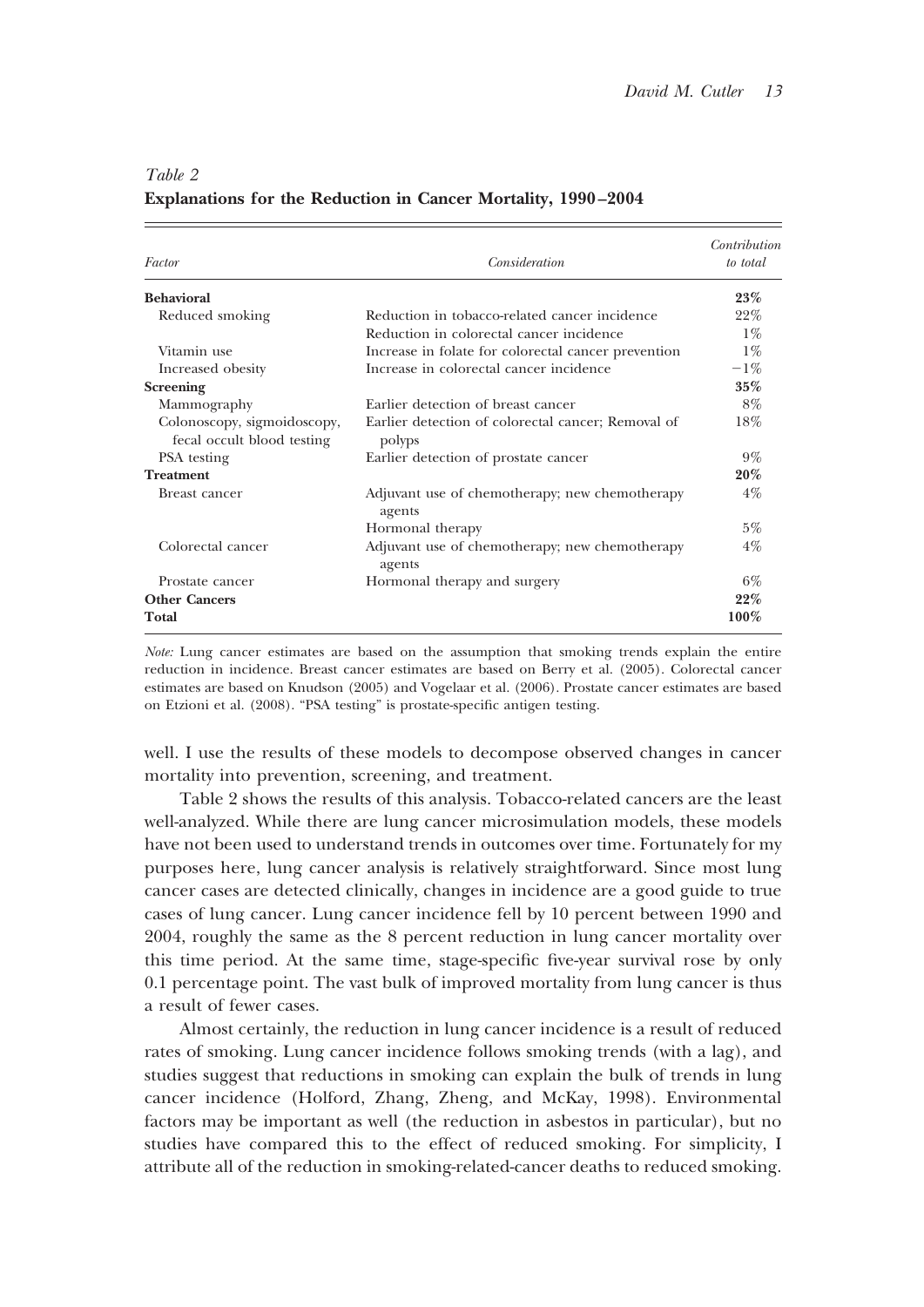*Table 2*
**Explanations for the Reduction in Cancer Mortality, 1990–2004**

| *Factor* | *Consideration* | *Contribution to total* |
|---|---|---|
| **Behavioral** | | **23%** |
| Reduced smoking | Reduction in tobacco-related cancer incidence | 22% |
| | Reduction in colorectal cancer incidence | 1% |
| Vitamin use | Increase in folate for colorectal cancer prevention | 1% |
| Increased obesity | Increase in colorectal cancer incidence | −1% |
| **Screening** | | **35%** |
| Mammography | Earlier detection of breast cancer | 8% |
| Colonoscopy, sigmoidoscopy, fecal occult blood testing | Earlier detection of colorectal cancer; Removal of polyps | 18% |
| PSA testing | Earlier detection of prostate cancer | 9% |
| **Treatment** | | **20%** |
| Breast cancer | Adjuvant use of chemotherapy; new chemotherapy agents | 4% |
| | Hormonal therapy | 5% |
| Colorectal cancer | Adjuvant use of chemotherapy; new chemotherapy agents | 4% |
| Prostate cancer | Hormonal therapy and surgery | 6% |
| **Other Cancers** | | **22%** |
| **Total** | | **100%** |

*Note:* Lung cancer estimates are based on the assumption that smoking trends explain the entire reduction in incidence. Breast cancer estimates are based on Berry et al. (2005). Colorectal cancer estimates are based on Knudson (2005) and Vogelaar et al. (2006). Prostate cancer estimates are based on Etzioni et al. (2008). "PSA testing" is prostate-specific antigen testing.

well. I use the results of these models to decompose observed changes in cancer mortality into prevention, screening, and treatment.

Table 2 shows the results of this analysis. Tobacco-related cancers are the least well-analyzed. While there are lung cancer microsimulation models, these models have not been used to understand trends in outcomes over time. Fortunately for my purposes here, lung cancer analysis is relatively straightforward. Since most lung cancer cases are detected clinically, changes in incidence are a good guide to true cases of lung cancer. Lung cancer incidence fell by 10 percent between 1990 and 2004, roughly the same as the 8 percent reduction in lung cancer mortality over this time period. At the same time, stage-specific five-year survival rose by only 0.1 percentage point. The vast bulk of improved mortality from lung cancer is thus a result of fewer cases.

Almost certainly, the reduction in lung cancer incidence is a result of reduced rates of smoking. Lung cancer incidence follows smoking trends (with a lag), and studies suggest that reductions in smoking can explain the bulk of trends in lung cancer incidence (Holford, Zhang, Zheng, and McKay, 1998). Environmental factors may be important as well (the reduction in asbestos in particular), but no studies have compared this to the effect of reduced smoking. For simplicity, I attribute all of the reduction in smoking-related-cancer deaths to reduced smoking.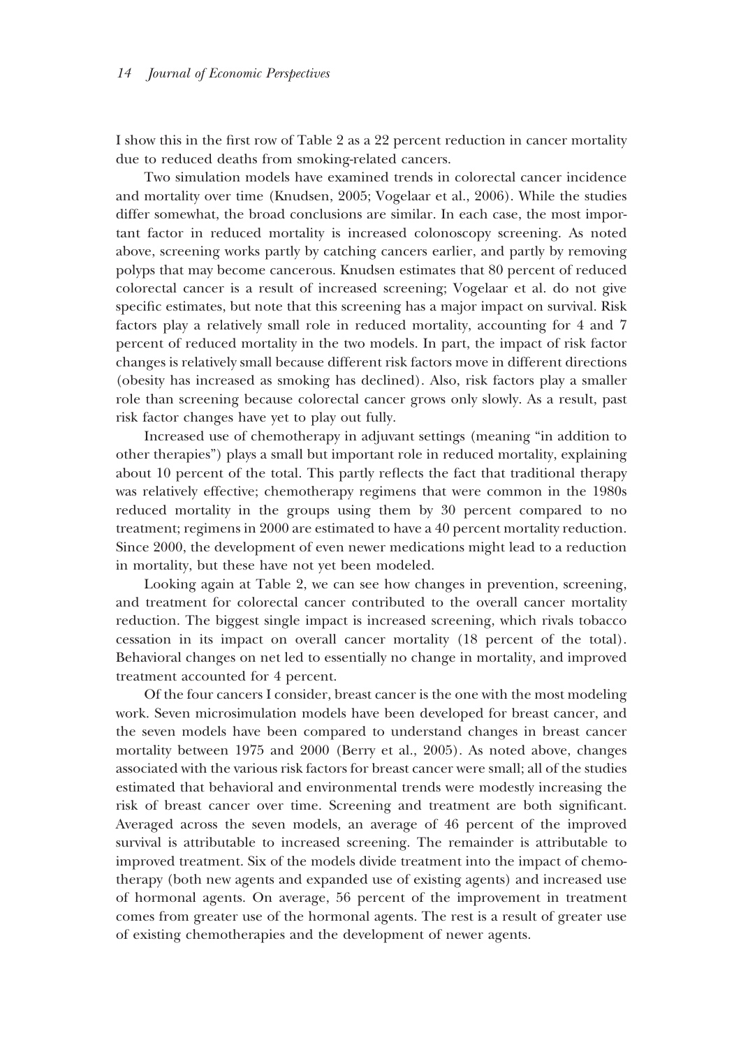I show this in the first row of Table 2 as a 22 percent reduction in cancer mortality due to reduced deaths from smoking-related cancers.

Two simulation models have examined trends in colorectal cancer incidence and mortality over time (Knudsen, 2005; Vogelaar et al., 2006). While the studies differ somewhat, the broad conclusions are similar. In each case, the most important factor in reduced mortality is increased colonoscopy screening. As noted above, screening works partly by catching cancers earlier, and partly by removing polyps that may become cancerous. Knudsen estimates that 80 percent of reduced colorectal cancer is a result of increased screening; Vogelaar et al. do not give specific estimates, but note that this screening has a major impact on survival. Risk factors play a relatively small role in reduced mortality, accounting for 4 and 7 percent of reduced mortality in the two models. In part, the impact of risk factor changes is relatively small because different risk factors move in different directions (obesity has increased as smoking has declined). Also, risk factors play a smaller role than screening because colorectal cancer grows only slowly. As a result, past risk factor changes have yet to play out fully.

Increased use of chemotherapy in adjuvant settings (meaning "in addition to other therapies") plays a small but important role in reduced mortality, explaining about 10 percent of the total. This partly reflects the fact that traditional therapy was relatively effective; chemotherapy regimens that were common in the 1980s reduced mortality in the groups using them by 30 percent compared to no treatment; regimens in 2000 are estimated to have a 40 percent mortality reduction. Since 2000, the development of even newer medications might lead to a reduction in mortality, but these have not yet been modeled.

Looking again at Table 2, we can see how changes in prevention, screening, and treatment for colorectal cancer contributed to the overall cancer mortality reduction. The biggest single impact is increased screening, which rivals tobacco cessation in its impact on overall cancer mortality (18 percent of the total). Behavioral changes on net led to essentially no change in mortality, and improved treatment accounted for 4 percent.

Of the four cancers I consider, breast cancer is the one with the most modeling work. Seven microsimulation models have been developed for breast cancer, and the seven models have been compared to understand changes in breast cancer mortality between 1975 and 2000 (Berry et al., 2005). As noted above, changes associated with the various risk factors for breast cancer were small; all of the studies estimated that behavioral and environmental trends were modestly increasing the risk of breast cancer over time. Screening and treatment are both significant. Averaged across the seven models, an average of 46 percent of the improved survival is attributable to increased screening. The remainder is attributable to improved treatment. Six of the models divide treatment into the impact of chemotherapy (both new agents and expanded use of existing agents) and increased use of hormonal agents. On average, 56 percent of the improvement in treatment comes from greater use of the hormonal agents. The rest is a result of greater use of existing chemotherapies and the development of newer agents.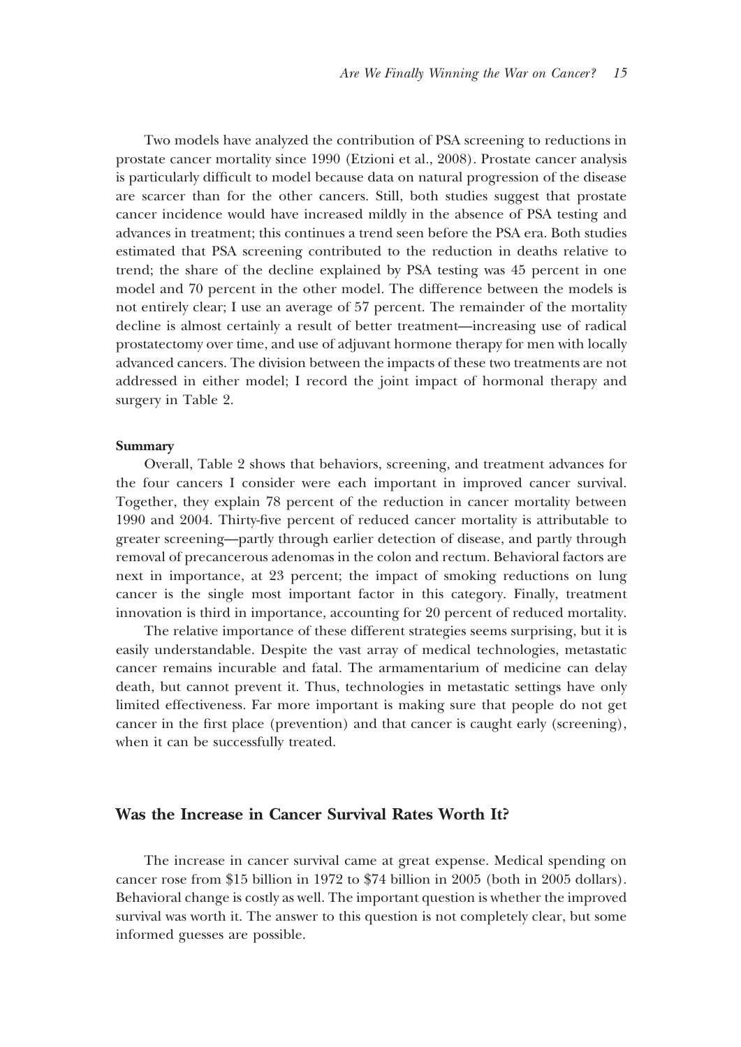Two models have analyzed the contribution of PSA screening to reductions in prostate cancer mortality since 1990 (Etzioni et al., 2008). Prostate cancer analysis is particularly difficult to model because data on natural progression of the disease are scarcer than for the other cancers. Still, both studies suggest that prostate cancer incidence would have increased mildly in the absence of PSA testing and advances in treatment; this continues a trend seen before the PSA era. Both studies estimated that PSA screening contributed to the reduction in deaths relative to trend; the share of the decline explained by PSA testing was 45 percent in one model and 70 percent in the other model. The difference between the models is not entirely clear; I use an average of 57 percent. The remainder of the mortality decline is almost certainly a result of better treatment—increasing use of radical prostatectomy over time, and use of adjuvant hormone therapy for men with locally advanced cancers. The division between the impacts of these two treatments are not addressed in either model; I record the joint impact of hormonal therapy and surgery in Table 2.

#### Summary

Overall, Table 2 shows that behaviors, screening, and treatment advances for the four cancers I consider were each important in improved cancer survival. Together, they explain 78 percent of the reduction in cancer mortality between 1990 and 2004. Thirty-five percent of reduced cancer mortality is attributable to greater screening—partly through earlier detection of disease, and partly through removal of precancerous adenomas in the colon and rectum. Behavioral factors are next in importance, at 23 percent; the impact of smoking reductions on lung cancer is the single most important factor in this category. Finally, treatment innovation is third in importance, accounting for 20 percent of reduced mortality.

The relative importance of these different strategies seems surprising, but it is easily understandable. Despite the vast array of medical technologies, metastatic cancer remains incurable and fatal. The armamentarium of medicine can delay death, but cannot prevent it. Thus, technologies in metastatic settings have only limited effectiveness. Far more important is making sure that people do not get cancer in the first place (prevention) and that cancer is caught early (screening), when it can be successfully treated.

## Was the Increase in Cancer Survival Rates Worth It?

The increase in cancer survival came at great expense. Medical spending on cancer rose from $15 billion in 1972 to $74 billion in 2005 (both in 2005 dollars). Behavioral change is costly as well. The important question is whether the improved survival was worth it. The answer to this question is not completely clear, but some informed guesses are possible.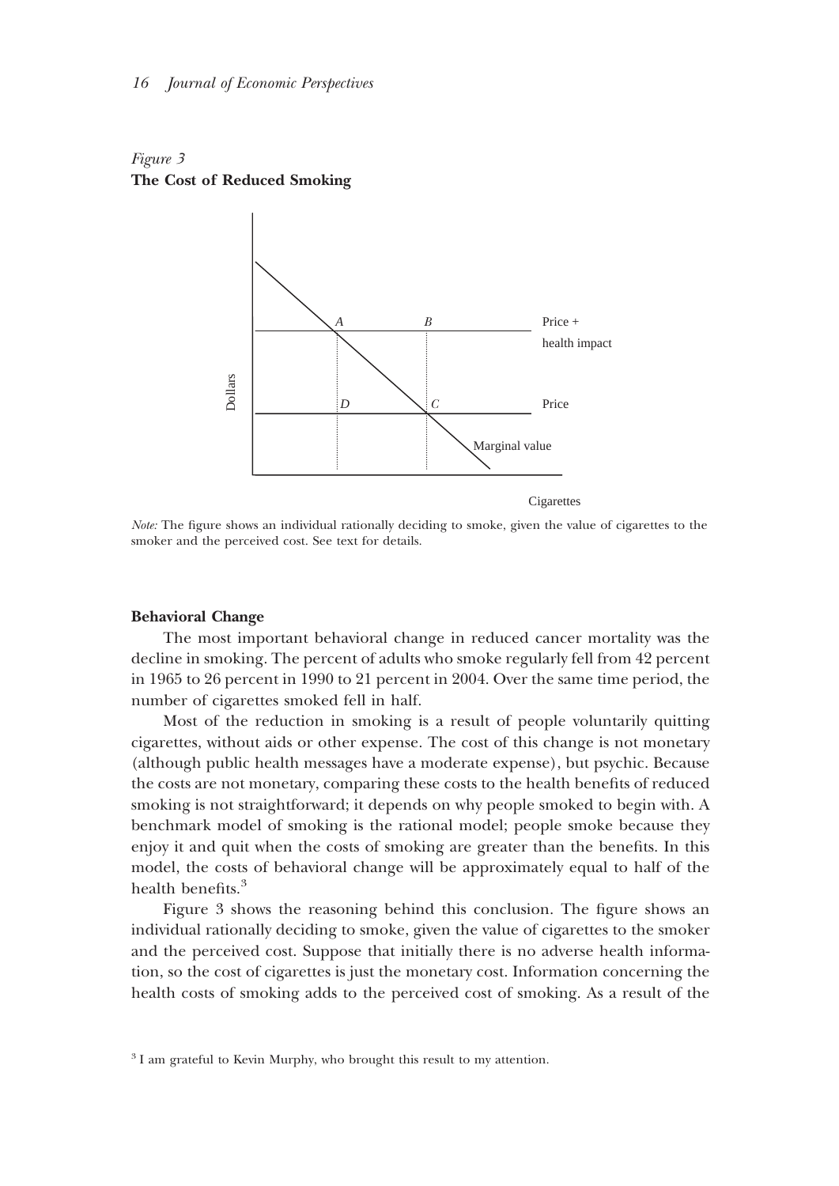*Figure 3*
**The Cost of Reduced Smoking**

*Note:* The figure shows an individual rationally deciding to smoke, given the value of cigarettes to the smoker and the perceived cost. See text for details.

**Behavioral Change**

The most important behavioral change in reduced cancer mortality was the decline in smoking. The percent of adults who smoke regularly fell from 42 percent in 1965 to 26 percent in 1990 to 21 percent in 2004. Over the same time period, the number of cigarettes smoked fell in half.

Most of the reduction in smoking is a result of people voluntarily quitting cigarettes, without aids or other expense. The cost of this change is not monetary (although public health messages have a moderate expense), but psychic. Because the costs are not monetary, comparing these costs to the health benefits of reduced smoking is not straightforward; it depends on why people smoked to begin with. A benchmark model of smoking is the rational model; people smoke because they enjoy it and quit when the costs of smoking are greater than the benefits. In this model, the costs of behavioral change will be approximately equal to half of the health benefits.[3]

Figure 3 shows the reasoning behind this conclusion. The figure shows an individual rationally deciding to smoke, given the value of cigarettes to the smoker and the perceived cost. Suppose that initially there is no adverse health information, so the cost of cigarettes is just the monetary cost. Information concerning the health costs of smoking adds to the perceived cost of smoking. As a result of the

[3] I am grateful to Kevin Murphy, who brought this result to my attention.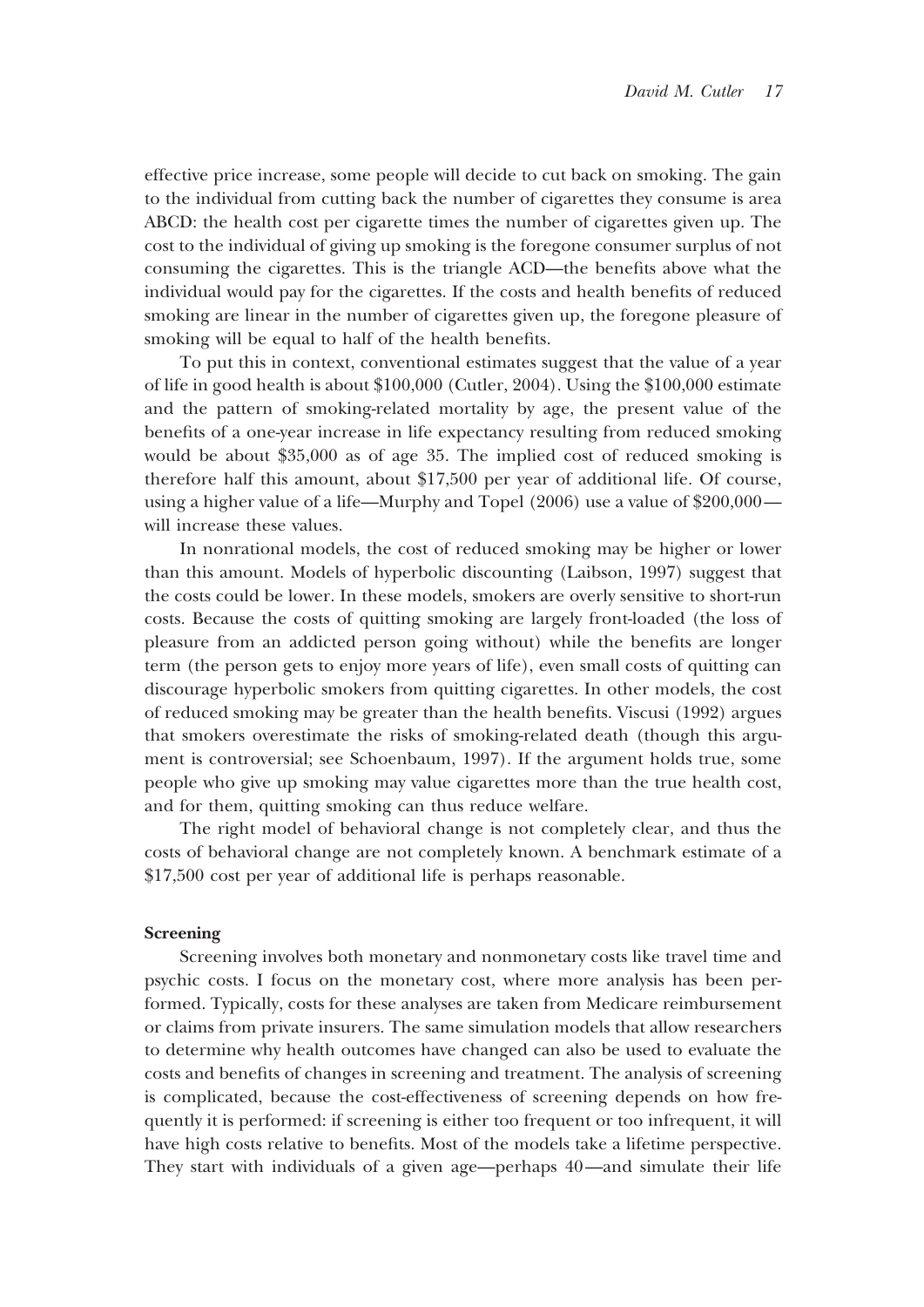effective price increase, some people will decide to cut back on smoking. The gain to the individual from cutting back the number of cigarettes they consume is area ABCD: the health cost per cigarette times the number of cigarettes given up. The cost to the individual of giving up smoking is the foregone consumer surplus of not consuming the cigarettes. This is the triangle ACD—the benefits above what the individual would pay for the cigarettes. If the costs and health benefits of reduced smoking are linear in the number of cigarettes given up, the foregone pleasure of smoking will be equal to half of the health benefits.

To put this in context, conventional estimates suggest that the value of a year of life in good health is about $100,000 (Cutler, 2004). Using the $100,000 estimate and the pattern of smoking-related mortality by age, the present value of the benefits of a one-year increase in life expectancy resulting from reduced smoking would be about $35,000 as of age 35. The implied cost of reduced smoking is therefore half this amount, about $17,500 per year of additional life. Of course, using a higher value of a life—Murphy and Topel (2006) use a value of $200,000—will increase these values.

In nonrational models, the cost of reduced smoking may be higher or lower than this amount. Models of hyperbolic discounting (Laibson, 1997) suggest that the costs could be lower. In these models, smokers are overly sensitive to short-run costs. Because the costs of quitting smoking are largely front-loaded (the loss of pleasure from an addicted person going without) while the benefits are longer term (the person gets to enjoy more years of life), even small costs of quitting can discourage hyperbolic smokers from quitting cigarettes. In other models, the cost of reduced smoking may be greater than the health benefits. Viscusi (1992) argues that smokers overestimate the risks of smoking-related death (though this argument is controversial; see Schoenbaum, 1997). If the argument holds true, some people who give up smoking may value cigarettes more than the true health cost, and for them, quitting smoking can thus reduce welfare.

The right model of behavioral change is not completely clear, and thus the costs of behavioral change are not completely known. A benchmark estimate of a $17,500 cost per year of additional life is perhaps reasonable.

#### Screening

Screening involves both monetary and nonmonetary costs like travel time and psychic costs. I focus on the monetary cost, where more analysis has been performed. Typically, costs for these analyses are taken from Medicare reimbursement or claims from private insurers. The same simulation models that allow researchers to determine why health outcomes have changed can also be used to evaluate the costs and benefits of changes in screening and treatment. The analysis of screening is complicated, because the cost-effectiveness of screening depends on how frequently it is performed: if screening is either too frequent or too infrequent, it will have high costs relative to benefits. Most of the models take a lifetime perspective. They start with individuals of a given age—perhaps 40—and simulate their life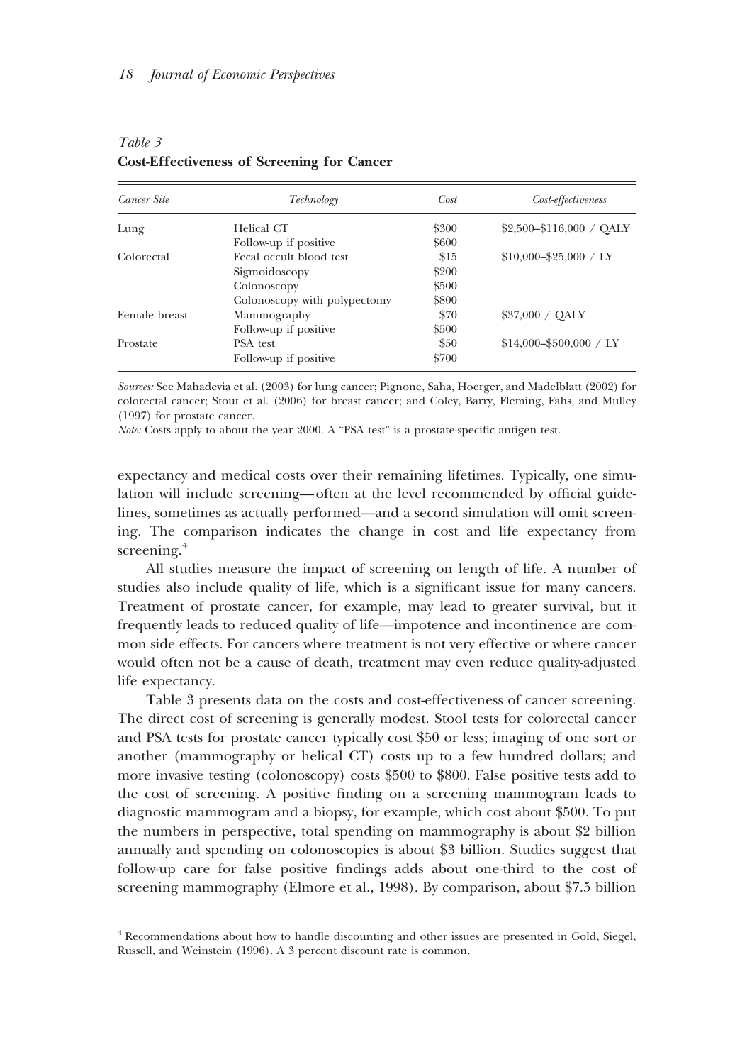*Table 3*
**Cost-Effectiveness of Screening for Cancer**

| *Cancer Site* | *Technology* | *Cost* | *Cost-effectiveness* |
|---|---|---|---|
| Lung | Helical CT | \$300 | \$2,500–\$116,000 / QALY |
| | Follow-up if positive | \$600 | |
| Colorectal | Fecal occult blood test | \$15 | \$10,000–\$25,000 / LY |
| | Sigmoidoscopy | \$200 | |
| | Colonoscopy | \$500 | |
| | Colonoscopy with polypectomy | \$800 | |
| Female breast | Mammography | \$70 | \$37,000 / QALY |
| | Follow-up if positive | \$500 | |
| Prostate | PSA test | \$50 | \$14,000–\$500,000 / LY |
| | Follow-up if positive | \$700 | |

*Sources:* See Mahadevia et al. (2003) for lung cancer; Pignone, Saha, Hoerger, and Madelblatt (2002) for colorectal cancer; Stout et al. (2006) for breast cancer; and Coley, Barry, Fleming, Fahs, and Mulley (1997) for prostate cancer.
*Note:* Costs apply to about the year 2000. A "PSA test" is a prostate-specific antigen test.

expectancy and medical costs over their remaining lifetimes. Typically, one simulation will include screening—often at the level recommended by official guidelines, sometimes as actually performed—and a second simulation will omit screening. The comparison indicates the change in cost and life expectancy from screening.[4]

All studies measure the impact of screening on length of life. A number of studies also include quality of life, which is a significant issue for many cancers. Treatment of prostate cancer, for example, may lead to greater survival, but it frequently leads to reduced quality of life—impotence and incontinence are common side effects. For cancers where treatment is not very effective or where cancer would often not be a cause of death, treatment may even reduce quality-adjusted life expectancy.

Table 3 presents data on the costs and cost-effectiveness of cancer screening. The direct cost of screening is generally modest. Stool tests for colorectal cancer and PSA tests for prostate cancer typically cost \$50 or less; imaging of one sort or another (mammography or helical CT) costs up to a few hundred dollars; and more invasive testing (colonoscopy) costs \$500 to \$800. False positive tests add to the cost of screening. A positive finding on a screening mammogram leads to diagnostic mammogram and a biopsy, for example, which cost about \$500. To put the numbers in perspective, total spending on mammography is about \$2 billion annually and spending on colonoscopies is about \$3 billion. Studies suggest that follow-up care for false positive findings adds about one-third to the cost of screening mammography (Elmore et al., 1998). By comparison, about \$7.5 billion

[4] Recommendations about how to handle discounting and other issues are presented in Gold, Siegel, Russell, and Weinstein (1996). A 3 percent discount rate is common.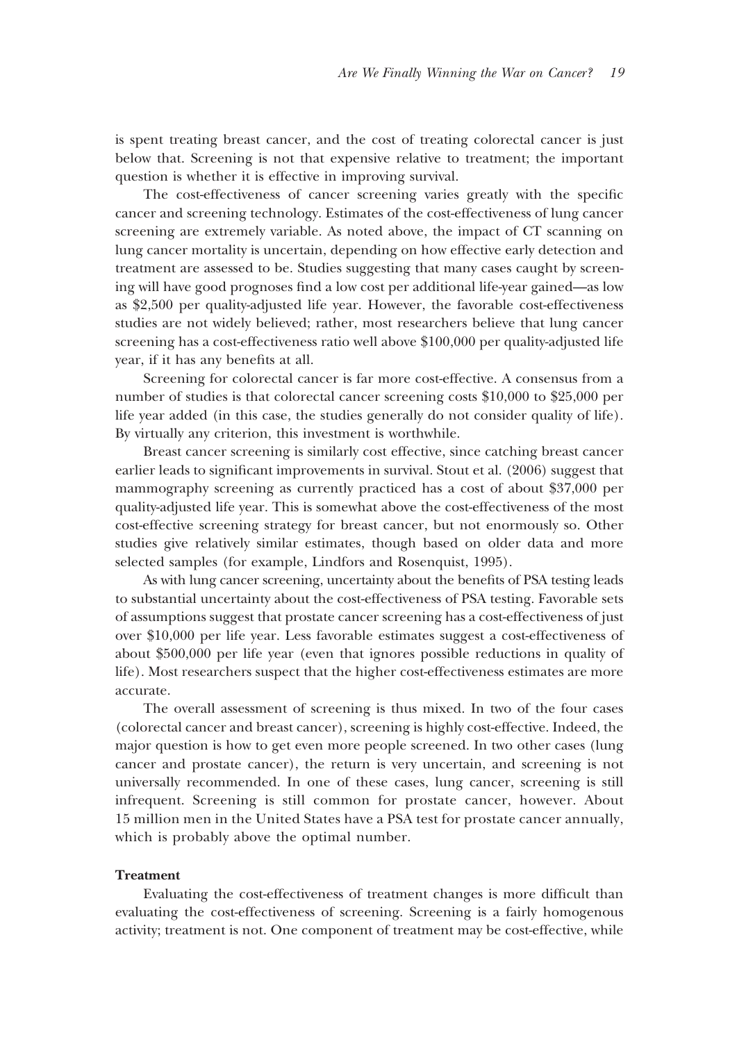is spent treating breast cancer, and the cost of treating colorectal cancer is just below that. Screening is not that expensive relative to treatment; the important question is whether it is effective in improving survival.

The cost-effectiveness of cancer screening varies greatly with the specific cancer and screening technology. Estimates of the cost-effectiveness of lung cancer screening are extremely variable. As noted above, the impact of CT scanning on lung cancer mortality is uncertain, depending on how effective early detection and treatment are assessed to be. Studies suggesting that many cases caught by screening will have good prognoses find a low cost per additional life-year gained—as low as $2,500 per quality-adjusted life year. However, the favorable cost-effectiveness studies are not widely believed; rather, most researchers believe that lung cancer screening has a cost-effectiveness ratio well above $100,000 per quality-adjusted life year, if it has any benefits at all.

Screening for colorectal cancer is far more cost-effective. A consensus from a number of studies is that colorectal cancer screening costs $10,000 to $25,000 per life year added (in this case, the studies generally do not consider quality of life). By virtually any criterion, this investment is worthwhile.

Breast cancer screening is similarly cost effective, since catching breast cancer earlier leads to significant improvements in survival. Stout et al. (2006) suggest that mammography screening as currently practiced has a cost of about $37,000 per quality-adjusted life year. This is somewhat above the cost-effectiveness of the most cost-effective screening strategy for breast cancer, but not enormously so. Other studies give relatively similar estimates, though based on older data and more selected samples (for example, Lindfors and Rosenquist, 1995).

As with lung cancer screening, uncertainty about the benefits of PSA testing leads to substantial uncertainty about the cost-effectiveness of PSA testing. Favorable sets of assumptions suggest that prostate cancer screening has a cost-effectiveness of just over $10,000 per life year. Less favorable estimates suggest a cost-effectiveness of about $500,000 per life year (even that ignores possible reductions in quality of life). Most researchers suspect that the higher cost-effectiveness estimates are more accurate.

The overall assessment of screening is thus mixed. In two of the four cases (colorectal cancer and breast cancer), screening is highly cost-effective. Indeed, the major question is how to get even more people screened. In two other cases (lung cancer and prostate cancer), the return is very uncertain, and screening is not universally recommended. In one of these cases, lung cancer, screening is still infrequent. Screening is still common for prostate cancer, however. About 15 million men in the United States have a PSA test for prostate cancer annually, which is probably above the optimal number.

**Treatment**

Evaluating the cost-effectiveness of treatment changes is more difficult than evaluating the cost-effectiveness of screening. Screening is a fairly homogenous activity; treatment is not. One component of treatment may be cost-effective, while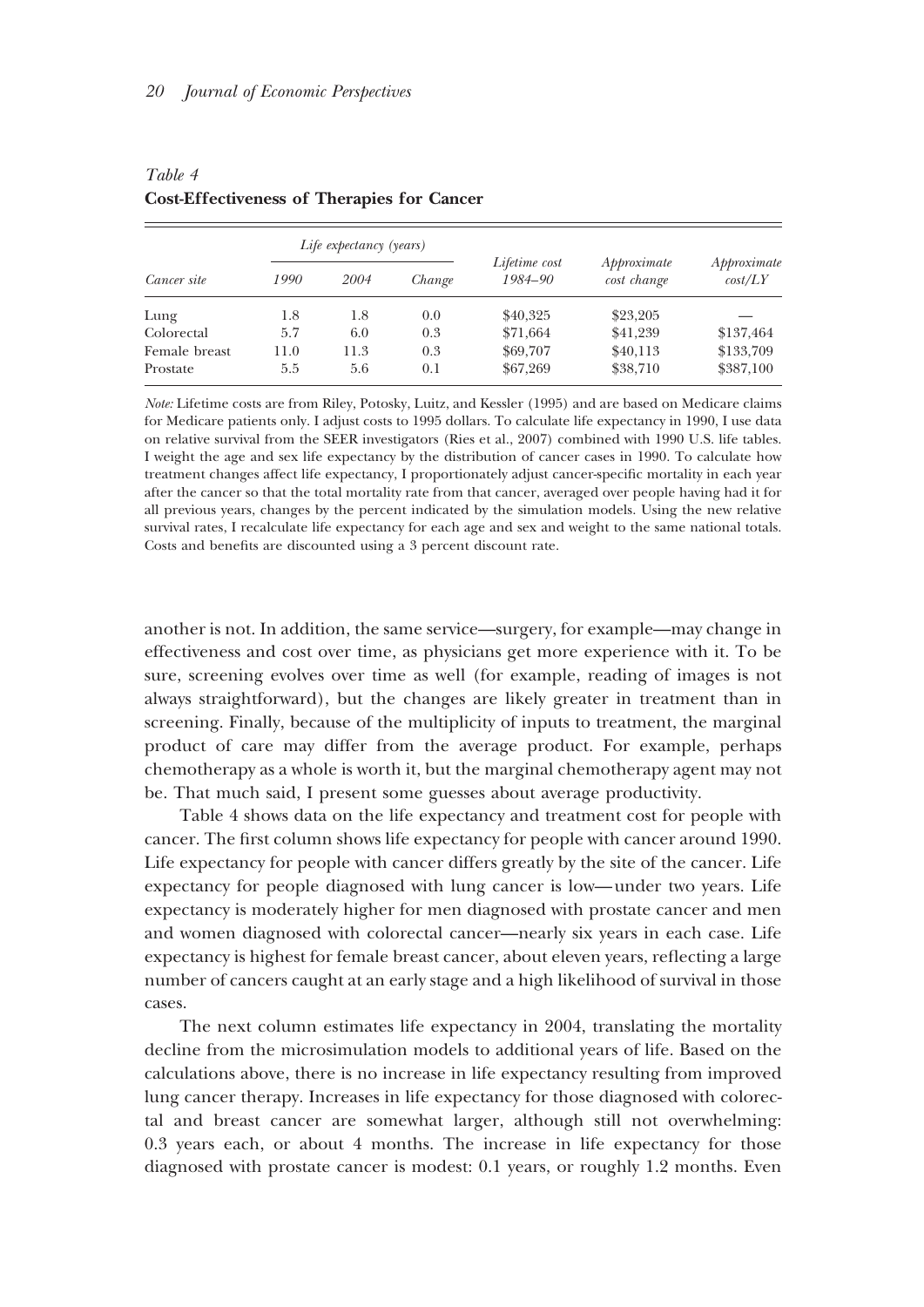*Table 4*
**Cost-Effectiveness of Therapies for Cancer**

| Cancer site | *Life expectancy (years)* | | | *Lifetime cost 1984–90* | *Approximate cost change* | *Approximate cost/LY* |
|---|---|---|---|---|---|---|
| | *1990* | *2004* | *Change* | | | |
| Lung | 1.8 | 1.8 | 0.0 | $40,325 | $23,205 | — |
| Colorectal | 5.7 | 6.0 | 0.3 | $71,664 | $41,239 | $137,464 |
| Female breast | 11.0 | 11.3 | 0.3 | $69,707 | $40,113 | $133,709 |
| Prostate | 5.5 | 5.6 | 0.1 | $67,269 | $38,710 | $387,100 |

*Note:* Lifetime costs are from Riley, Potosky, Luitz, and Kessler (1995) and are based on Medicare claims for Medicare patients only. I adjust costs to 1995 dollars. To calculate life expectancy in 1990, I use data on relative survival from the SEER investigators (Ries et al., 2007) combined with 1990 U.S. life tables. I weight the age and sex life expectancy by the distribution of cancer cases in 1990. To calculate how treatment changes affect life expectancy, I proportionately adjust cancer-specific mortality in each year after the cancer so that the total mortality rate from that cancer, averaged over people having had it for all previous years, changes by the percent indicated by the simulation models. Using the new relative survival rates, I recalculate life expectancy for each age and sex and weight to the same national totals. Costs and benefits are discounted using a 3 percent discount rate.

another is not. In addition, the same service—surgery, for example—may change in effectiveness and cost over time, as physicians get more experience with it. To be sure, screening evolves over time as well (for example, reading of images is not always straightforward), but the changes are likely greater in treatment than in screening. Finally, because of the multiplicity of inputs to treatment, the marginal product of care may differ from the average product. For example, perhaps chemotherapy as a whole is worth it, but the marginal chemotherapy agent may not be. That much said, I present some guesses about average productivity.

Table 4 shows data on the life expectancy and treatment cost for people with cancer. The first column shows life expectancy for people with cancer around 1990. Life expectancy for people with cancer differs greatly by the site of the cancer. Life expectancy for people diagnosed with lung cancer is low—under two years. Life expectancy is moderately higher for men diagnosed with prostate cancer and men and women diagnosed with colorectal cancer—nearly six years in each case. Life expectancy is highest for female breast cancer, about eleven years, reflecting a large number of cancers caught at an early stage and a high likelihood of survival in those cases.

The next column estimates life expectancy in 2004, translating the mortality decline from the microsimulation models to additional years of life. Based on the calculations above, there is no increase in life expectancy resulting from improved lung cancer therapy. Increases in life expectancy for those diagnosed with colorectal and breast cancer are somewhat larger, although still not overwhelming: 0.3 years each, or about 4 months. The increase in life expectancy for those diagnosed with prostate cancer is modest: 0.1 years, or roughly 1.2 months. Even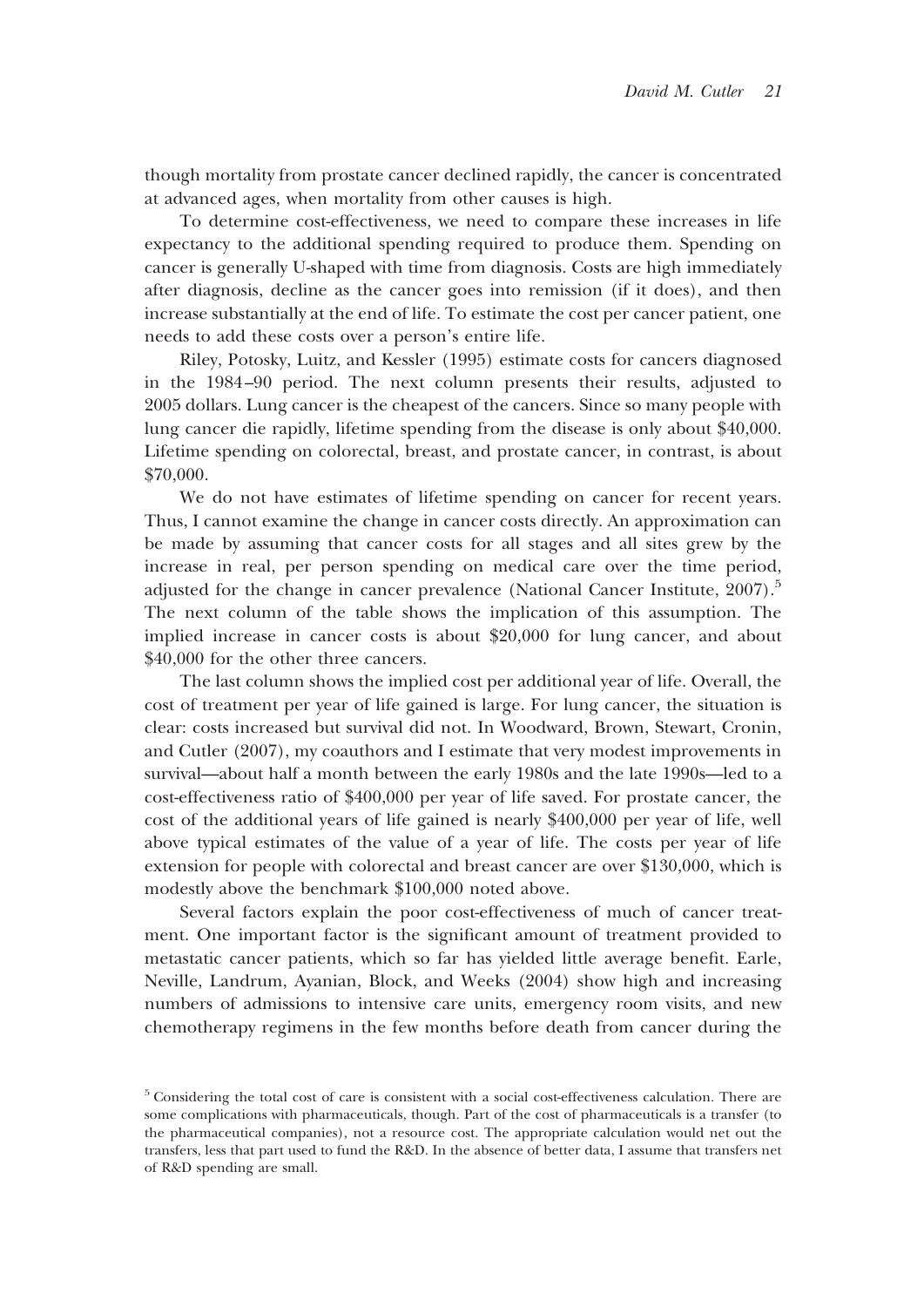though mortality from prostate cancer declined rapidly, the cancer is concentrated at advanced ages, when mortality from other causes is high.

To determine cost-effectiveness, we need to compare these increases in life expectancy to the additional spending required to produce them. Spending on cancer is generally U-shaped with time from diagnosis. Costs are high immediately after diagnosis, decline as the cancer goes into remission (if it does), and then increase substantially at the end of life. To estimate the cost per cancer patient, one needs to add these costs over a person's entire life.

Riley, Potosky, Luitz, and Kessler (1995) estimate costs for cancers diagnosed in the 1984–90 period. The next column presents their results, adjusted to 2005 dollars. Lung cancer is the cheapest of the cancers. Since so many people with lung cancer die rapidly, lifetime spending from the disease is only about $40,000. Lifetime spending on colorectal, breast, and prostate cancer, in contrast, is about $70,000.

We do not have estimates of lifetime spending on cancer for recent years. Thus, I cannot examine the change in cancer costs directly. An approximation can be made by assuming that cancer costs for all stages and all sites grew by the increase in real, per person spending on medical care over the time period, adjusted for the change in cancer prevalence (National Cancer Institute, 2007).[5] The next column of the table shows the implication of this assumption. The implied increase in cancer costs is about $20,000 for lung cancer, and about $40,000 for the other three cancers.

The last column shows the implied cost per additional year of life. Overall, the cost of treatment per year of life gained is large. For lung cancer, the situation is clear: costs increased but survival did not. In Woodward, Brown, Stewart, Cronin, and Cutler (2007), my coauthors and I estimate that very modest improvements in survival—about half a month between the early 1980s and the late 1990s—led to a cost-effectiveness ratio of $400,000 per year of life saved. For prostate cancer, the cost of the additional years of life gained is nearly $400,000 per year of life, well above typical estimates of the value of a year of life. The costs per year of life extension for people with colorectal and breast cancer are over $130,000, which is modestly above the benchmark $100,000 noted above.

Several factors explain the poor cost-effectiveness of much of cancer treatment. One important factor is the significant amount of treatment provided to metastatic cancer patients, which so far has yielded little average benefit. Earle, Neville, Landrum, Ayanian, Block, and Weeks (2004) show high and increasing numbers of admissions to intensive care units, emergency room visits, and new chemotherapy regimens in the few months before death from cancer during the

[5] Considering the total cost of care is consistent with a social cost-effectiveness calculation. There are some complications with pharmaceuticals, though. Part of the cost of pharmaceuticals is a transfer (to the pharmaceutical companies), not a resource cost. The appropriate calculation would net out the transfers, less that part used to fund the R&D. In the absence of better data, I assume that transfers net of R&D spending are small.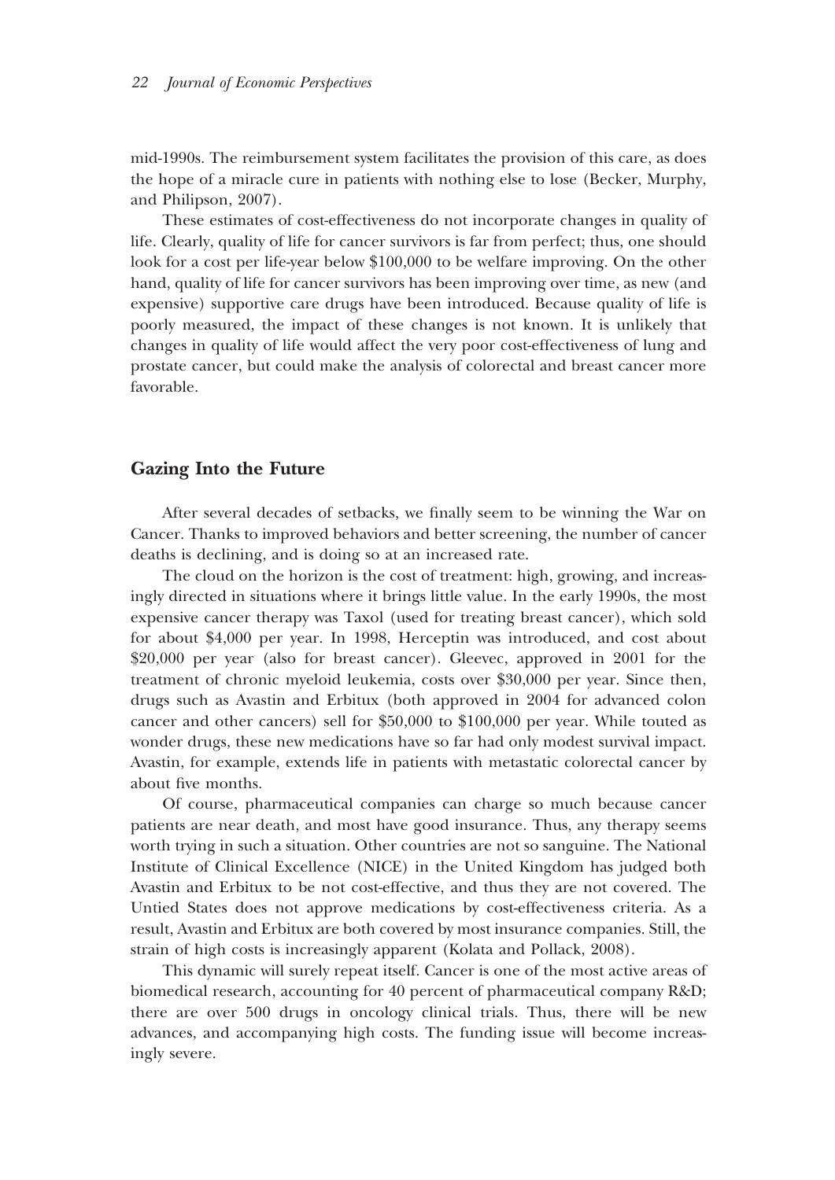mid-1990s. The reimbursement system facilitates the provision of this care, as does the hope of a miracle cure in patients with nothing else to lose (Becker, Murphy, and Philipson, 2007).

These estimates of cost-effectiveness do not incorporate changes in quality of life. Clearly, quality of life for cancer survivors is far from perfect; thus, one should look for a cost per life-year below $100,000 to be welfare improving. On the other hand, quality of life for cancer survivors has been improving over time, as new (and expensive) supportive care drugs have been introduced. Because quality of life is poorly measured, the impact of these changes is not known. It is unlikely that changes in quality of life would affect the very poor cost-effectiveness of lung and prostate cancer, but could make the analysis of colorectal and breast cancer more favorable.

## Gazing Into the Future

After several decades of setbacks, we finally seem to be winning the War on Cancer. Thanks to improved behaviors and better screening, the number of cancer deaths is declining, and is doing so at an increased rate.

The cloud on the horizon is the cost of treatment: high, growing, and increasingly directed in situations where it brings little value. In the early 1990s, the most expensive cancer therapy was Taxol (used for treating breast cancer), which sold for about $4,000 per year. In 1998, Herceptin was introduced, and cost about $20,000 per year (also for breast cancer). Gleevec, approved in 2001 for the treatment of chronic myeloid leukemia, costs over $30,000 per year. Since then, drugs such as Avastin and Erbitux (both approved in 2004 for advanced colon cancer and other cancers) sell for $50,000 to $100,000 per year. While touted as wonder drugs, these new medications have so far had only modest survival impact. Avastin, for example, extends life in patients with metastatic colorectal cancer by about five months.

Of course, pharmaceutical companies can charge so much because cancer patients are near death, and most have good insurance. Thus, any therapy seems worth trying in such a situation. Other countries are not so sanguine. The National Institute of Clinical Excellence (NICE) in the United Kingdom has judged both Avastin and Erbitux to be not cost-effective, and thus they are not covered. The Untied States does not approve medications by cost-effectiveness criteria. As a result, Avastin and Erbitux are both covered by most insurance companies. Still, the strain of high costs is increasingly apparent (Kolata and Pollack, 2008).

This dynamic will surely repeat itself. Cancer is one of the most active areas of biomedical research, accounting for 40 percent of pharmaceutical company R&D; there are over 500 drugs in oncology clinical trials. Thus, there will be new advances, and accompanying high costs. The funding issue will become increasingly severe.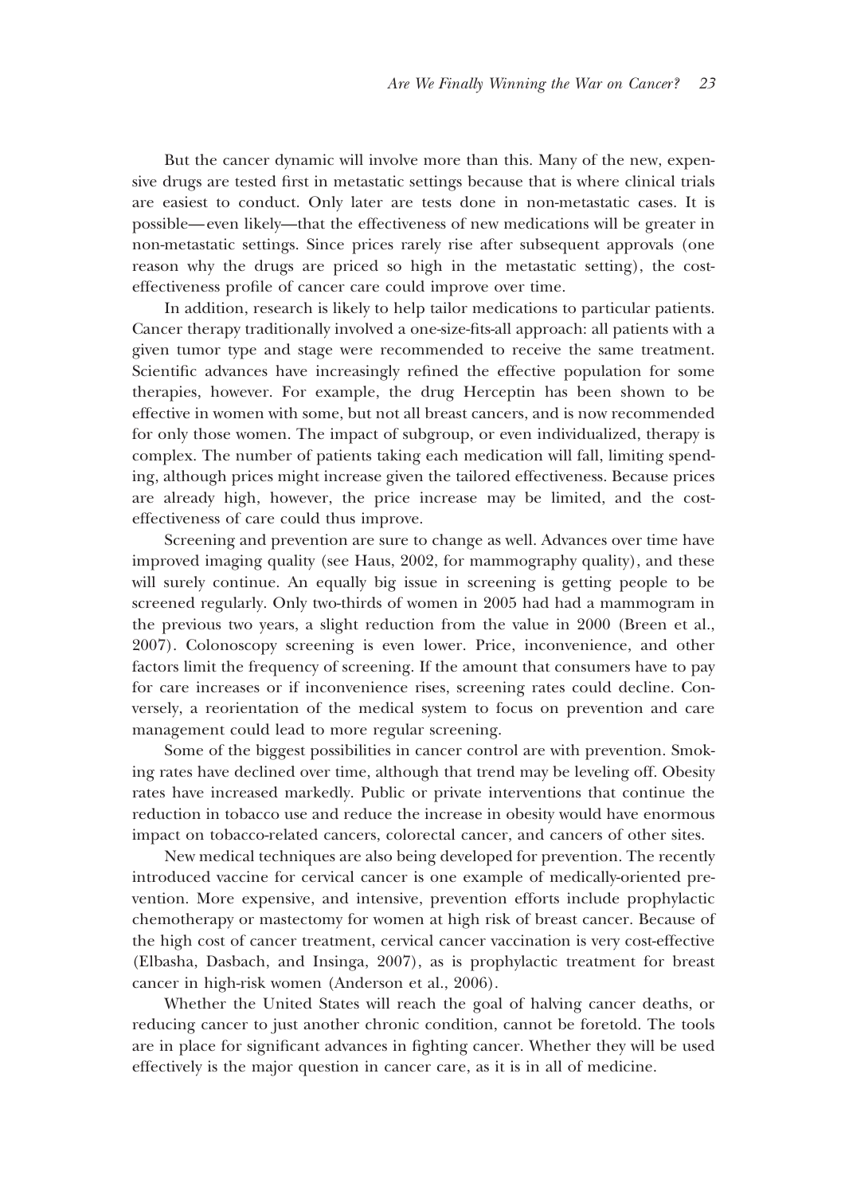But the cancer dynamic will involve more than this. Many of the new, expensive drugs are tested first in metastatic settings because that is where clinical trials are easiest to conduct. Only later are tests done in non-metastatic cases. It is possible—even likely—that the effectiveness of new medications will be greater in non-metastatic settings. Since prices rarely rise after subsequent approvals (one reason why the drugs are priced so high in the metastatic setting), the cost-effectiveness profile of cancer care could improve over time.

In addition, research is likely to help tailor medications to particular patients. Cancer therapy traditionally involved a one-size-fits-all approach: all patients with a given tumor type and stage were recommended to receive the same treatment. Scientific advances have increasingly refined the effective population for some therapies, however. For example, the drug Herceptin has been shown to be effective in women with some, but not all breast cancers, and is now recommended for only those women. The impact of subgroup, or even individualized, therapy is complex. The number of patients taking each medication will fall, limiting spending, although prices might increase given the tailored effectiveness. Because prices are already high, however, the price increase may be limited, and the cost-effectiveness of care could thus improve.

Screening and prevention are sure to change as well. Advances over time have improved imaging quality (see Haus, 2002, for mammography quality), and these will surely continue. An equally big issue in screening is getting people to be screened regularly. Only two-thirds of women in 2005 had had a mammogram in the previous two years, a slight reduction from the value in 2000 (Breen et al., 2007). Colonoscopy screening is even lower. Price, inconvenience, and other factors limit the frequency of screening. If the amount that consumers have to pay for care increases or if inconvenience rises, screening rates could decline. Conversely, a reorientation of the medical system to focus on prevention and care management could lead to more regular screening.

Some of the biggest possibilities in cancer control are with prevention. Smoking rates have declined over time, although that trend may be leveling off. Obesity rates have increased markedly. Public or private interventions that continue the reduction in tobacco use and reduce the increase in obesity would have enormous impact on tobacco-related cancers, colorectal cancer, and cancers of other sites.

New medical techniques are also being developed for prevention. The recently introduced vaccine for cervical cancer is one example of medically-oriented prevention. More expensive, and intensive, prevention efforts include prophylactic chemotherapy or mastectomy for women at high risk of breast cancer. Because of the high cost of cancer treatment, cervical cancer vaccination is very cost-effective (Elbasha, Dasbach, and Insinga, 2007), as is prophylactic treatment for breast cancer in high-risk women (Anderson et al., 2006).

Whether the United States will reach the goal of halving cancer deaths, or reducing cancer to just another chronic condition, cannot be foretold. The tools are in place for significant advances in fighting cancer. Whether they will be used effectively is the major question in cancer care, as it is in all of medicine.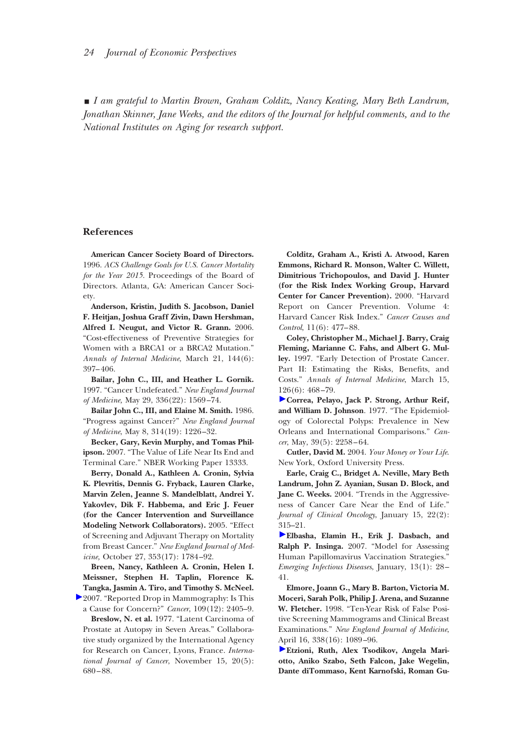■ *I am grateful to Martin Brown, Graham Colditz, Nancy Keating, Mary Beth Landrum, Jonathan Skinner, Jane Weeks, and the editors of the Journal for helpful comments, and to the National Institutes on Aging for research support.*

## References

**American Cancer Society Board of Directors.** 1996. *ACS Challenge Goals for U.S. Cancer Mortality for the Year 2015.* Proceedings of the Board of Directors. Atlanta, GA: American Cancer Society.

**Anderson, Kristin, Judith S. Jacobson, Daniel F. Heitjan, Joshua Graff Zivin, Dawn Hershman, Alfred I. Neugut, and Victor R. Grann.** 2006. "Cost-effectiveness of Preventive Strategies for Women with a BRCA1 or a BRCA2 Mutation." *Annals of Internal Medicine*, March 21, 144(6): 397–406.

**Bailar, John C., III, and Heather L. Gornik.** 1997. "Cancer Undefeated." *New England Journal of Medicine*, May 29, 336(22): 1569–74.

**Bailar John C., III, and Elaine M. Smith.** 1986. "Progress against Cancer?" *New England Journal of Medicine*, May 8, 314(19): 1226–32.

**Becker, Gary, Kevin Murphy, and Tomas Philipson.** 2007. "The Value of Life Near Its End and Terminal Care." NBER Working Paper 13333.

**Berry, Donald A., Kathleen A. Cronin, Sylvia K. Plevritis, Dennis G. Fryback, Lauren Clarke, Marvin Zelen, Jeanne S. Mandelblatt, Andrei Y. Yakovlev, Dik F. Habbema, and Eric J. Feuer (for the Cancer Intervention and Surveillance Modeling Network Collaborators).** 2005. "Effect of Screening and Adjuvant Therapy on Mortality from Breast Cancer." *New England Journal of Medicine,* October 27, 353(17): 1784–92.

**Breen, Nancy, Kathleen A. Cronin, Helen I. Meissner, Stephen H. Taplin, Florence K. Tangka, Jasmin A. Tiro, and Timothy S. McNeel.** 2007. "Reported Drop in Mammography: Is This a Cause for Concern?" *Cancer*, 109(12): 2405–9.

**Breslow, N. et al.** 1977. "Latent Carcinoma of Prostate at Autopsy in Seven Areas." Collaborative study organized by the International Agency for Research on Cancer, Lyons, France. *International Journal of Cancer,* November 15, 20(5): 680–88.

**Colditz, Graham A., Kristi A. Atwood, Karen Emmons, Richard R. Monson, Walter C. Willett, Dimitrious Trichopoulos, and David J. Hunter (for the Risk Index Working Group, Harvard Center for Cancer Prevention).** 2000. "Harvard Report on Cancer Prevention. Volume 4: Harvard Cancer Risk Index." *Cancer Causes and Control*, 11(6): 477–88.

**Coley, Christopher M., Michael J. Barry, Craig Fleming, Marianne C. Fahs, and Albert G. Mulley.** 1997. "Early Detection of Prostate Cancer. Part II: Estimating the Risks, Benefits, and Costs." *Annals of Internal Medicine*, March 15, 126(6): 468–79.

**Correa, Pelayo, Jack P. Strong, Arthur Reif, and William D. Johnson**. 1977. "The Epidemiology of Colorectal Polyps: Prevalence in New Orleans and International Comparisons." *Cancer*, May, 39(5): 2258–64.

**Cutler, David M.** 2004. *Your Money or Your Life.* New York, Oxford University Press.

**Earle, Craig C., Bridget A. Neville, Mary Beth Landrum, John Z. Ayanian, Susan D. Block, and Jane C. Weeks.** 2004. "Trends in the Aggressiveness of Cancer Care Near the End of Life." *Journal of Clinical Oncology,* January 15, 22(2): 315–21.

**Elbasha, Elamin H., Erik J. Dasbach, and Ralph P. Insinga.** 2007. "Model for Assessing Human Papillomavirus Vaccination Strategies." *Emerging Infectious Diseases*, January, 13(1): 28–41.

**Elmore, Joann G., Mary B. Barton, Victoria M. Moceri, Sarah Polk, Philip J. Arena, and Suzanne W. Fletcher.** 1998. "Ten-Year Risk of False Positive Screening Mammograms and Clinical Breast Examinations." *New England Journal of Medicine*, April 16, 338(16): 1089–96.

**Etzioni, Ruth, Alex Tsodikov, Angela Mariotto, Aniko Szabo, Seth Falcon, Jake Wegelin, Dante diTommaso, Kent Karnofski, Roman Gu-**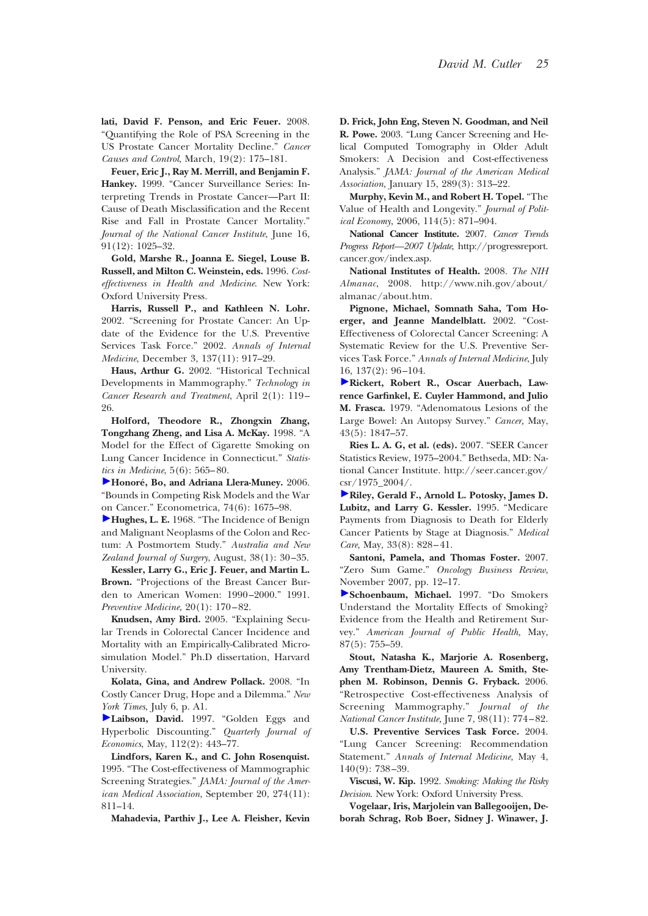**lati, David F. Penson, and Eric Feuer.** 2008. "Quantifying the Role of PSA Screening in the US Prostate Cancer Mortality Decline." *Cancer Causes and Control*, March, 19(2): 175–181.

**Feuer, Eric J., Ray M. Merrill, and Benjamin F. Hankey.** 1999. "Cancer Surveillance Series: Interpreting Trends in Prostate Cancer—Part II: Cause of Death Misclassification and the Recent Rise and Fall in Prostate Cancer Mortality." *Journal of the National Cancer Institute*, June 16, 91(12): 1025–32.

**Gold, Marshe R., Joanna E. Siegel, Louse B. Russell, and Milton C. Weinstein, eds.** 1996. *Cost-effectiveness in Health and Medicine.* New York: Oxford University Press.

**Harris, Russell P., and Kathleen N. Lohr.** 2002. "Screening for Prostate Cancer: An Update of the Evidence for the U.S. Preventive Services Task Force." 2002. *Annals of Internal Medicine*, December 3, 137(11): 917–29.

**Haus, Arthur G.** 2002. "Historical Technical Developments in Mammography." *Technology in Cancer Research and Treatment*, April 2(1): 119–26.

**Holford, Theodore R., Zhongxin Zhang, Tongzhang Zheng, and Lisa A. McKay.** 1998. "A Model for the Effect of Cigarette Smoking on Lung Cancer Incidence in Connecticut." *Statistics in Medicine*, 5(6): 565–80.

**Honoré, Bo, and Adriana Llera-Muney.** 2006. "Bounds in Competing Risk Models and the War on Cancer." Econometrica, 74(6): 1675–98.

**Hughes, L. E.** 1968. "The Incidence of Benign and Malignant Neoplasms of the Colon and Rectum: A Postmortem Study." *Australia and New Zealand Journal of Surgery*, August, 38(1): 30–35.

**Kessler, Larry G., Eric J. Feuer, and Martin L. Brown.** "Projections of the Breast Cancer Burden to American Women: 1990–2000." 1991. *Preventive Medicine*, 20(1): 170–82.

**Knudsen, Amy Bird.** 2005. "Explaining Secular Trends in Colorectal Cancer Incidence and Mortality with an Empirically-Calibrated Microsimulation Model." Ph.D dissertation, Harvard University.

**Kolata, Gina, and Andrew Pollack.** 2008. "In Costly Cancer Drug, Hope and a Dilemma." *New York Times*, July 6, p. A1.

**Laibson, David.** 1997. "Golden Eggs and Hyperbolic Discounting." *Quarterly Journal of Economics*, May, 112(2): 443–77.

**Lindfors, Karen K., and C. John Rosenquist.** 1995. "The Cost-effectiveness of Mammographic Screening Strategies." *JAMA: Journal of the American Medical Association*, September 20, 274(11): 811–14.

**Mahadevia, Parthiv J., Lee A. Fleisher, Kevin D. Frick, John Eng, Steven N. Goodman, and Neil R. Powe.** 2003. "Lung Cancer Screening and Helical Computed Tomography in Older Adult Smokers: A Decision and Cost-effectiveness Analysis." *JAMA: Journal of the American Medical Association*, January 15, 289(3): 313–22.

**Murphy, Kevin M., and Robert H. Topel.** "The Value of Health and Longevity." *Journal of Political Economy*, 2006, 114(5): 871–904.

**National Cancer Institute.** 2007. *Cancer Trends Progress Report—2007 Update*, http://progressreport.cancer.gov/index.asp.

**National Institutes of Health.** 2008. *The NIH Almanac*, 2008. http://www.nih.gov/about/almanac/about.htm.

**Pignone, Michael, Somnath Saha, Tom Hoerger, and Jeanne Mandelblatt.** 2002. "Cost-Effectiveness of Colorectal Cancer Screening: A Systematic Review for the U.S. Preventive Services Task Force." *Annals of Internal Medicine*, July 16, 137(2): 96–104.

**Rickert, Robert R., Oscar Auerbach, Lawrence Garfinkel, E. Cuyler Hammond, and Julio M. Frasca.** 1979. "Adenomatous Lesions of the Large Bowel: An Autopsy Survey." *Cancer,* May, 43(5): 1847–57.

**Ries L. A. G, et al. (eds).** 2007. "SEER Cancer Statistics Review, 1975–2004." Bethseda, MD: National Cancer Institute. http://seer.cancer.gov/csr/1975_2004/.

**Riley, Gerald F., Arnold L. Potosky, James D. Lubitz, and Larry G. Kessler.** 1995. "Medicare Payments from Diagnosis to Death for Elderly Cancer Patients by Stage at Diagnosis." *Medical Care,* May, 33(8): 828–41.

**Santoni, Pamela, and Thomas Foster.** 2007. "Zero Sum Game." *Oncology Business Review,* November 2007, pp. 12–17.

**Schoenbaum, Michael.** 1997. "Do Smokers Understand the Mortality Effects of Smoking? Evidence from the Health and Retirement Survey." *American Journal of Public Health,* May, 87(5): 755–59.

**Stout, Natasha K., Marjorie A. Rosenberg, Amy Trentham-Dietz, Maureen A. Smith, Stephen M. Robinson, Dennis G. Fryback.** 2006. "Retrospective Cost-effectiveness Analysis of Screening Mammography." *Journal of the National Cancer Institute,* June 7, 98(11): 774–82.

**U.S. Preventive Services Task Force.** 2004. "Lung Cancer Screening: Recommendation Statement." *Annals of Internal Medicine,* May 4, 140(9): 738–39.

**Viscusi, W. Kip.** 1992. *Smoking: Making the Risky Decision.* New York: Oxford University Press.

**Vogelaar, Iris, Marjolein van Ballegooijen, Deborah Schrag, Rob Boer, Sidney J. Winawer, J.**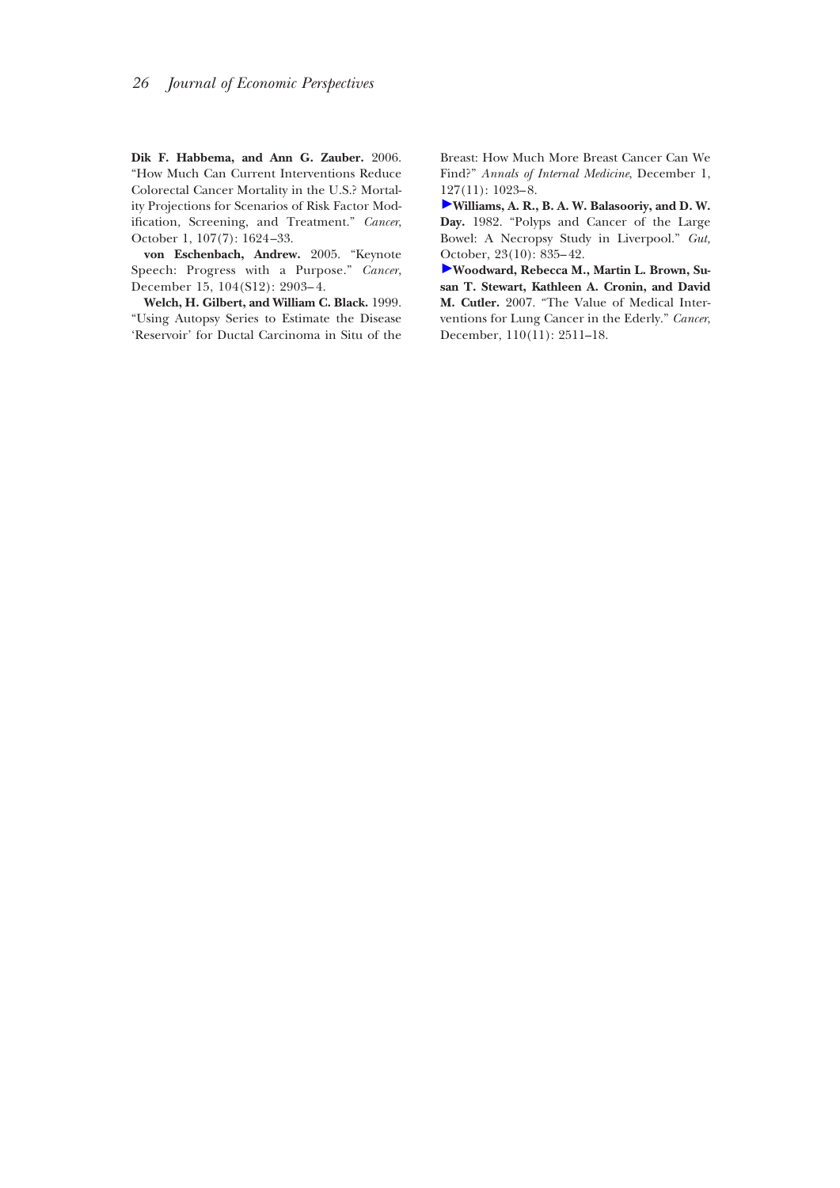**Dik F. Habbema, and Ann G. Zauber.** 2006. "How Much Can Current Interventions Reduce Colorectal Cancer Mortality in the U.S.? Mortality Projections for Scenarios of Risk Factor Modification, Screening, and Treatment." *Cancer*, October 1, 107(7): 1624–33.

**von Eschenbach, Andrew.** 2005. "Keynote Speech: Progress with a Purpose." *Cancer*, December 15, 104(S12): 2903–4.

**Welch, H. Gilbert, and William C. Black.** 1999. "Using Autopsy Series to Estimate the Disease 'Reservoir' for Ductal Carcinoma in Situ of the Breast: How Much More Breast Cancer Can We Find?" *Annals of Internal Medicine*, December 1, 127(11): 1023–8.

**Williams, A. R., B. A. W. Balasooriy, and D. W. Day.** 1982. "Polyps and Cancer of the Large Bowel: A Necropsy Study in Liverpool." *Gut*, October, 23(10): 835–42.

**Woodward, Rebecca M., Martin L. Brown, Susan T. Stewart, Kathleen A. Cronin, and David M. Cutler.** 2007. "The Value of Medical Interventions for Lung Cancer in the Ederly." *Cancer*, December, 110(11): 2511–18.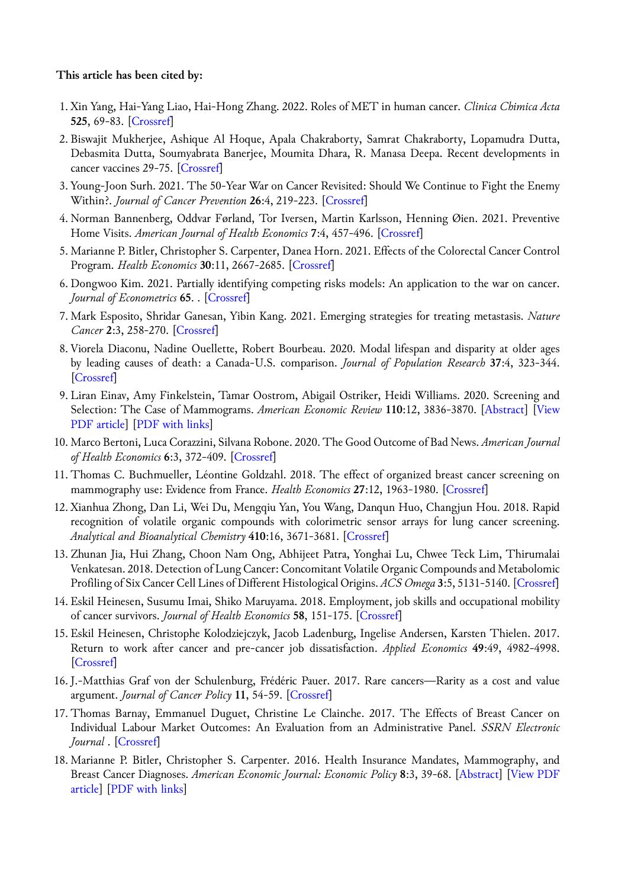**This article has been cited by:**

1. Xin Yang, Hai-Yang Liao, Hai-Hong Zhang. 2022. Roles of MET in human cancer. *Clinica Chimica Acta* **525**, 69-83. [Crossref]
2. Biswajit Mukherjee, Ashique Al Hoque, Apala Chakraborty, Samrat Chakraborty, Lopamudra Dutta, Debasmita Dutta, Soumyabrata Banerjee, Moumita Dhara, R. Manasa Deepa. Recent developments in cancer vaccines 29-75. [Crossref]
3. Young-Joon Surh. 2021. The 50-Year War on Cancer Revisited: Should We Continue to Fight the Enemy Within?. *Journal of Cancer Prevention* **26**:4, 219-223. [Crossref]
4. Norman Bannenberg, Oddvar Førland, Tor Iversen, Martin Karlsson, Henning Øien. 2021. Preventive Home Visits. *American Journal of Health Economics* **7**:4, 457-496. [Crossref]
5. Marianne P. Bitler, Christopher S. Carpenter, Danea Horn. 2021. Effects of the Colorectal Cancer Control Program. *Health Economics* **30**:11, 2667-2685. [Crossref]
6. Dongwoo Kim. 2021. Partially identifying competing risks models: An application to the war on cancer. *Journal of Econometrics* **65**. . [Crossref]
7. Mark Esposito, Shridar Ganesan, Yibin Kang. 2021. Emerging strategies for treating metastasis. *Nature Cancer* **2**:3, 258-270. [Crossref]
8. Viorela Diaconu, Nadine Ouellette, Robert Bourbeau. 2020. Modal lifespan and disparity at older ages by leading causes of death: a Canada-U.S. comparison. *Journal of Population Research* **37**:4, 323-344. [Crossref]
9. Liran Einav, Amy Finkelstein, Tamar Oostrom, Abigail Ostriker, Heidi Williams. 2020. Screening and Selection: The Case of Mammograms. *American Economic Review* **110**:12, 3836-3870. [Abstract] [View PDF article] [PDF with links]
10. Marco Bertoni, Luca Corazzini, Silvana Robone. 2020. The Good Outcome of Bad News. *American Journal of Health Economics* **6**:3, 372-409. [Crossref]
11. Thomas C. Buchmueller, Léontine Goldzahl. 2018. The effect of organized breast cancer screening on mammography use: Evidence from France. *Health Economics* **27**:12, 1963-1980. [Crossref]
12. Xianhua Zhong, Dan Li, Wei Du, Mengqiu Yan, You Wang, Danqun Huo, Changjun Hou. 2018. Rapid recognition of volatile organic compounds with colorimetric sensor arrays for lung cancer screening. *Analytical and Bioanalytical Chemistry* **410**:16, 3671-3681. [Crossref]
13. Zhunan Jia, Hui Zhang, Choon Nam Ong, Abhijeet Patra, Yonghai Lu, Chwee Teck Lim, Thirumalai Venkatesan. 2018. Detection of Lung Cancer: Concomitant Volatile Organic Compounds and Metabolomic Profiling of Six Cancer Cell Lines of Different Histological Origins. *ACS Omega* **3**:5, 5131-5140. [Crossref]
14. Eskil Heinesen, Susumu Imai, Shiko Maruyama. 2018. Employment, job skills and occupational mobility of cancer survivors. *Journal of Health Economics* **58**, 151-175. [Crossref]
15. Eskil Heinesen, Christophe Kolodziejczyk, Jacob Ladenburg, Ingelise Andersen, Karsten Thielen. 2017. Return to work after cancer and pre-cancer job dissatisfaction. *Applied Economics* **49**:49, 4982-4998. [Crossref]
16. J.-Matthias Graf von der Schulenburg, Frédéric Pauer. 2017. Rare cancers—Rarity as a cost and value argument. *Journal of Cancer Policy* **11**, 54-59. [Crossref]
17. Thomas Barnay, Emmanuel Duguet, Christine Le Clainche. 2017. The Effects of Breast Cancer on Individual Labour Market Outcomes: An Evaluation from an Administrative Panel. *SSRN Electronic Journal* . [Crossref]
18. Marianne P. Bitler, Christopher S. Carpenter. 2016. Health Insurance Mandates, Mammography, and Breast Cancer Diagnoses. *American Economic Journal: Economic Policy* **8**:3, 39-68. [Abstract] [View PDF article] [PDF with links]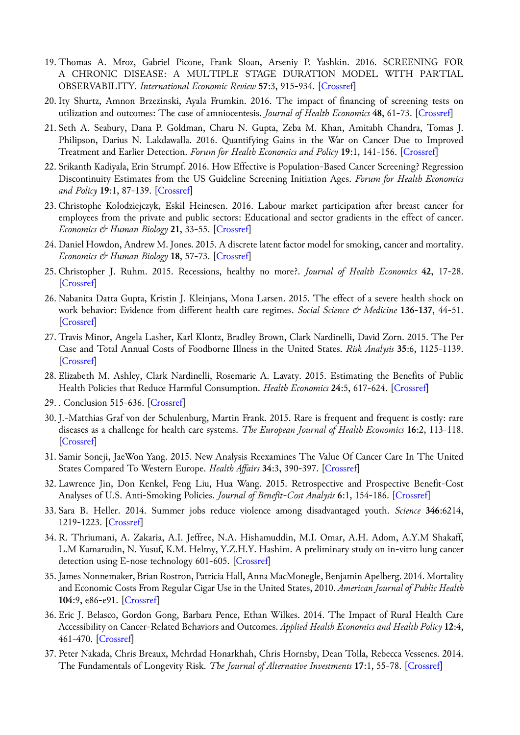19. Thomas A. Mroz, Gabriel Picone, Frank Sloan, Arseniy P. Yashkin. 2016. SCREENING FOR A CHRONIC DISEASE: A MULTIPLE STAGE DURATION MODEL WITH PARTIAL OBSERVABILITY. *International Economic Review* **57**:3, 915-934. [Crossref]
20. Ity Shurtz, Amnon Brzezinski, Ayala Frumkin. 2016. The impact of financing of screening tests on utilization and outcomes: The case of amniocentesis. *Journal of Health Economics* **48**, 61-73. [Crossref]
21. Seth A. Seabury, Dana P. Goldman, Charu N. Gupta, Zeba M. Khan, Amitabh Chandra, Tomas J. Philipson, Darius N. Lakdawalla. 2016. Quantifying Gains in the War on Cancer Due to Improved Treatment and Earlier Detection. *Forum for Health Economics and Policy* **19**:1, 141-156. [Crossref]
22. Srikanth Kadiyala, Erin Strumpf. 2016. How Effective is Population-Based Cancer Screening? Regression Discontinuity Estimates from the US Guideline Screening Initiation Ages. *Forum for Health Economics and Policy* **19**:1, 87-139. [Crossref]
23. Christophe Kolodziejczyk, Eskil Heinesen. 2016. Labour market participation after breast cancer for employees from the private and public sectors: Educational and sector gradients in the effect of cancer. *Economics & Human Biology* **21**, 33-55. [Crossref]
24. Daniel Howdon, Andrew M. Jones. 2015. A discrete latent factor model for smoking, cancer and mortality. *Economics & Human Biology* **18**, 57-73. [Crossref]
25. Christopher J. Ruhm. 2015. Recessions, healthy no more?. *Journal of Health Economics* **42**, 17-28. [Crossref]
26. Nabanita Datta Gupta, Kristin J. Kleinjans, Mona Larsen. 2015. The effect of a severe health shock on work behavior: Evidence from different health care regimes. *Social Science & Medicine* **136-137**, 44-51. [Crossref]
27. Travis Minor, Angela Lasher, Karl Klontz, Bradley Brown, Clark Nardinelli, David Zorn. 2015. The Per Case and Total Annual Costs of Foodborne Illness in the United States. *Risk Analysis* **35**:6, 1125-1139. [Crossref]
28. Elizabeth M. Ashley, Clark Nardinelli, Rosemarie A. Lavaty. 2015. Estimating the Benefits of Public Health Policies that Reduce Harmful Consumption. *Health Economics* **24**:5, 617-624. [Crossref]
29. . Conclusion 515-636. [Crossref]
30. J.-Matthias Graf von der Schulenburg, Martin Frank. 2015. Rare is frequent and frequent is costly: rare diseases as a challenge for health care systems. *The European Journal of Health Economics* **16**:2, 113-118. [Crossref]
31. Samir Soneji, JaeWon Yang. 2015. New Analysis Reexamines The Value Of Cancer Care In The United States Compared To Western Europe. *Health Affairs* **34**:3, 390-397. [Crossref]
32. Lawrence Jin, Don Kenkel, Feng Liu, Hua Wang. 2015. Retrospective and Prospective Benefit-Cost Analyses of U.S. Anti-Smoking Policies. *Journal of Benefit-Cost Analysis* **6**:1, 154-186. [Crossref]
33. Sara B. Heller. 2014. Summer jobs reduce violence among disadvantaged youth. *Science* **346**:6214, 1219-1223. [Crossref]
34. R. Thriumani, A. Zakaria, A.I. Jeffree, N.A. Hishamuddin, M.I. Omar, A.H. Adom, A.Y.M Shakaff, L.M Kamarudin, N. Yusuf, K.M. Helmy, Y.Z.H.Y. Hashim. A preliminary study on in-vitro lung cancer detection using E-nose technology 601-605. [Crossref]
35. James Nonnemaker, Brian Rostron, Patricia Hall, Anna MacMonegle, Benjamin Apelberg. 2014. Mortality and Economic Costs From Regular Cigar Use in the United States, 2010. *American Journal of Public Health* **104**:9, e86-e91. [Crossref]
36. Eric J. Belasco, Gordon Gong, Barbara Pence, Ethan Wilkes. 2014. The Impact of Rural Health Care Accessibility on Cancer-Related Behaviors and Outcomes. *Applied Health Economics and Health Policy* **12**:4, 461-470. [Crossref]
37. Peter Nakada, Chris Breaux, Mehrdad Honarkhah, Chris Hornsby, Dean Tolla, Rebecca Vessenes. 2014. The Fundamentals of Longevity Risk. *The Journal of Alternative Investments* **17**:1, 55-78. [Crossref]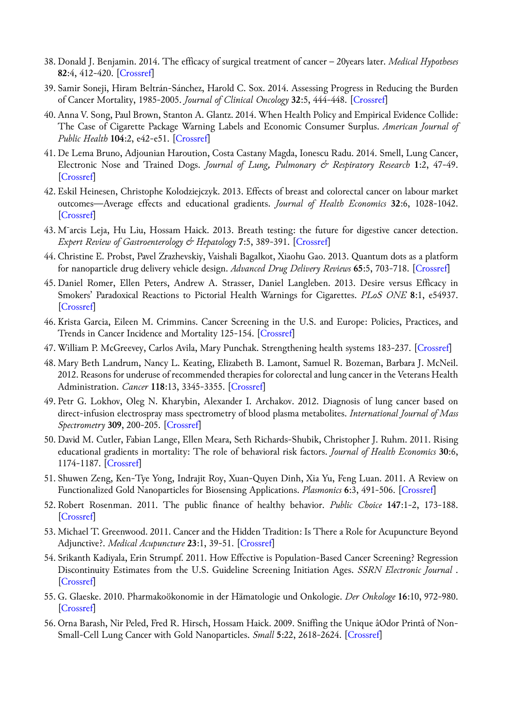38. Donald J. Benjamin. 2014. The efficacy of surgical treatment of cancer – 20years later. *Medical Hypotheses* **82**:4, 412-420. [Crossref]
39. Samir Soneji, Hiram Beltrán-Sánchez, Harold C. Sox. 2014. Assessing Progress in Reducing the Burden of Cancer Mortality, 1985-2005. *Journal of Clinical Oncology* **32**:5, 444-448. [Crossref]
40. Anna V. Song, Paul Brown, Stanton A. Glantz. 2014. When Health Policy and Empirical Evidence Collide: The Case of Cigarette Package Warning Labels and Economic Consumer Surplus. *American Journal of Public Health* **104**:2, e42-e51. [Crossref]
41. De Lema Bruno, Adjounian Haroution, Costa Castany Magda, Ionescu Radu. 2014. Smell, Lung Cancer, Electronic Nose and Trained Dogs. *Journal of Lung, Pulmonary & Respiratory Research* **1**:2, 47-49. [Crossref]
42. Eskil Heinesen, Christophe Kolodziejczyk. 2013. Effects of breast and colorectal cancer on labour market outcomes—Average effects and educational gradients. *Journal of Health Economics* **32**:6, 1028-1042. [Crossref]
43. M¯arcis Leja, Hu Liu, Hossam Haick. 2013. Breath testing: the future for digestive cancer detection. *Expert Review of Gastroenterology & Hepatology* **7**:5, 389-391. [Crossref]
44. Christine E. Probst, Pavel Zrazhevskiy, Vaishali Bagalkot, Xiaohu Gao. 2013. Quantum dots as a platform for nanoparticle drug delivery vehicle design. *Advanced Drug Delivery Reviews* **65**:5, 703-718. [Crossref]
45. Daniel Romer, Ellen Peters, Andrew A. Strasser, Daniel Langleben. 2013. Desire versus Efficacy in Smokers' Paradoxical Reactions to Pictorial Health Warnings for Cigarettes. *PLoS ONE* **8**:1, e54937. [Crossref]
46. Krista Garcia, Eileen M. Crimmins. Cancer Screening in the U.S. and Europe: Policies, Practices, and Trends in Cancer Incidence and Mortality 125-154. [Crossref]
47. William P. McGreevey, Carlos Avila, Mary Punchak. Strengthening health systems 183-237. [Crossref]
48. Mary Beth Landrum, Nancy L. Keating, Elizabeth B. Lamont, Samuel R. Bozeman, Barbara J. McNeil. 2012. Reasons for underuse of recommended therapies for colorectal and lung cancer in the Veterans Health Administration. *Cancer* **118**:13, 3345-3355. [Crossref]
49. Petr G. Lokhov, Oleg N. Kharybin, Alexander I. Archakov. 2012. Diagnosis of lung cancer based on direct-infusion electrospray mass spectrometry of blood plasma metabolites. *International Journal of Mass Spectrometry* **309**, 200-205. [Crossref]
50. David M. Cutler, Fabian Lange, Ellen Meara, Seth Richards-Shubik, Christopher J. Ruhm. 2011. Rising educational gradients in mortality: The role of behavioral risk factors. *Journal of Health Economics* **30**:6, 1174-1187. [Crossref]
51. Shuwen Zeng, Ken-Tye Yong, Indrajit Roy, Xuan-Quyen Dinh, Xia Yu, Feng Luan. 2011. A Review on Functionalized Gold Nanoparticles for Biosensing Applications. *Plasmonics* **6**:3, 491-506. [Crossref]
52. Robert Rosenman. 2011. The public finance of healthy behavior. *Public Choice* **147**:1-2, 173-188. [Crossref]
53. Michael T. Greenwood. 2011. Cancer and the Hidden Tradition: Is There a Role for Acupuncture Beyond Adjunctive?. *Medical Acupuncture* **23**:1, 39-51. [Crossref]
54. Srikanth Kadiyala, Erin Strumpf. 2011. How Effective is Population-Based Cancer Screening? Regression Discontinuity Estimates from the U.S. Guideline Screening Initiation Ages. *SSRN Electronic Journal* . [Crossref]
55. G. Glaeske. 2010. Pharmakoökonomie in der Hämatologie und Onkologie. *Der Onkologe* **16**:10, 972-980. [Crossref]
56. Orna Barash, Nir Peled, Fred R. Hirsch, Hossam Haick. 2009. Sniffing the Unique âOdor Printâ of Non-Small-Cell Lung Cancer with Gold Nanoparticles. *Small* **5**:22, 2618-2624. [Crossref]